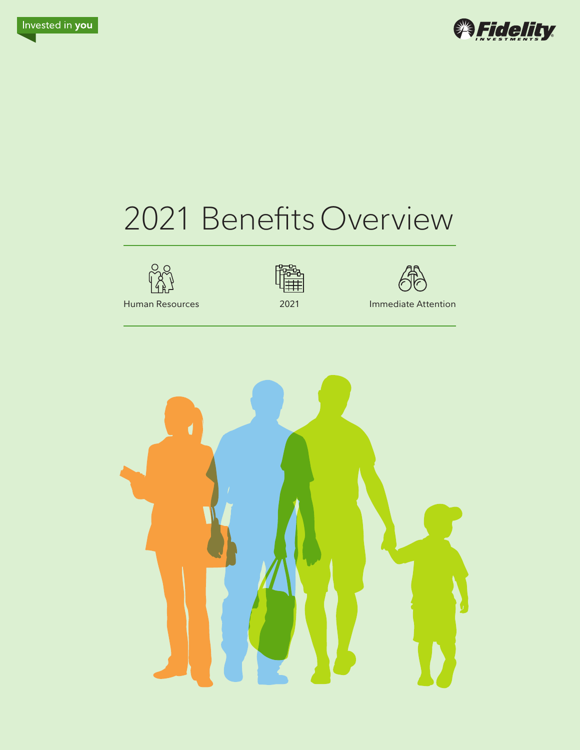Invested in **you**

Fidelity INVESTMENTS

# 2021 Benefits Overview

Human Resources

2021

Immediate Attention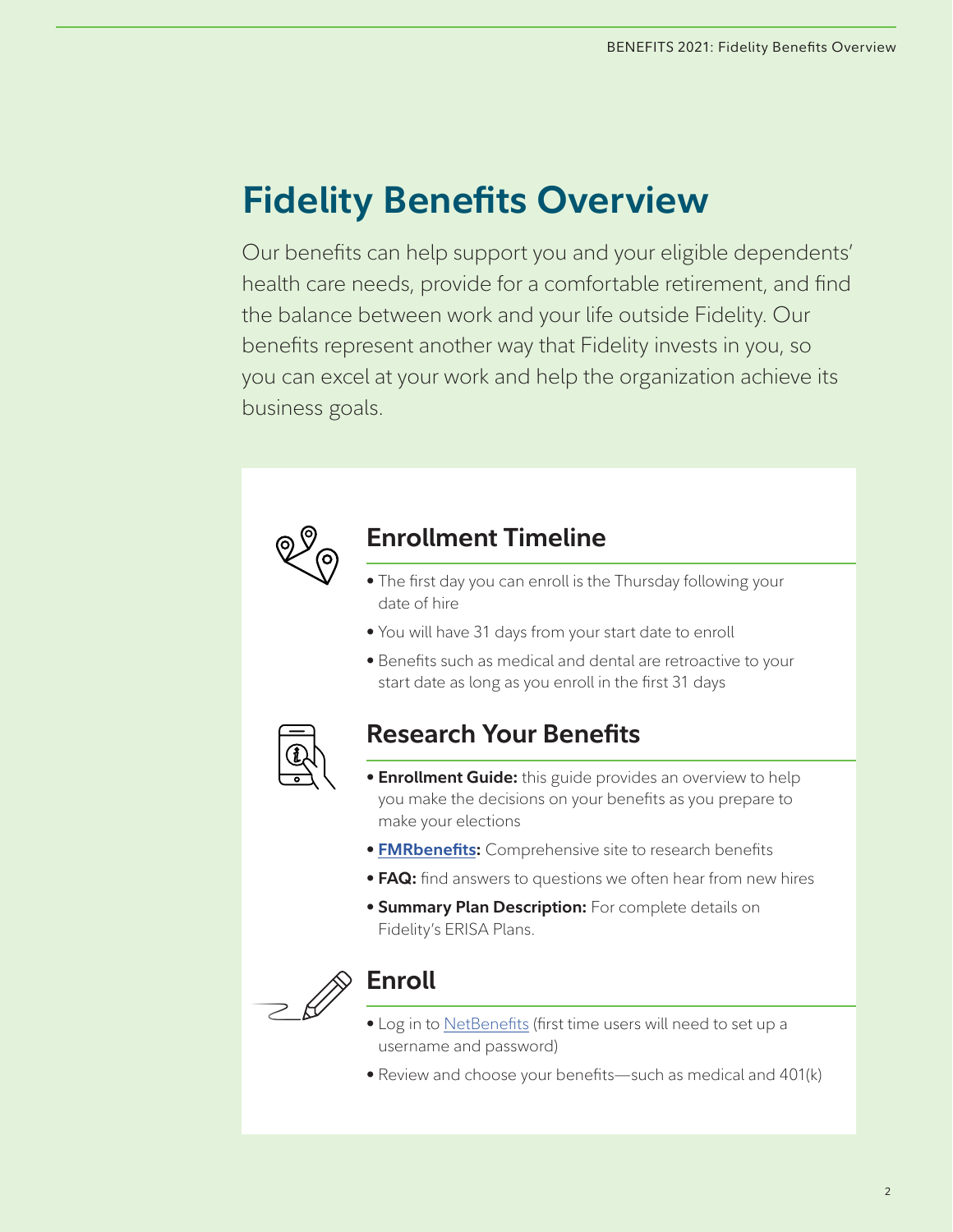# Fidelity Benefits Overview

Our benefits can help support you and your eligible dependents' health care needs, provide for a comfortable retirement, and find the balance between work and your life outside Fidelity. Our benefits represent another way that Fidelity invests in you, so you can excel at your work and help the organization achieve its business goals.

## Enrollment Timeline

- The first day you can enroll is the Thursday following your date of hire
- You will have 31 days from your start date to enroll
- Benefits such as medical and dental are retroactive to your start date as long as you enroll in the first 31 days

## Research Your Benefits

- **Enrollment Guide:** this guide provides an overview to help you make the decisions on your benefits as you prepare to make your elections
- **FMRbenefits:** Comprehensive site to research benefits
- **FAQ:** find answers to questions we often hear from new hires
- **Summary Plan Description:** For complete details on Fidelity's ERISA Plans.

## Enroll

- Log in to NetBenefits (first time users will need to set up a username and password)
- Review and choose your benefits—such as medical and 401(k)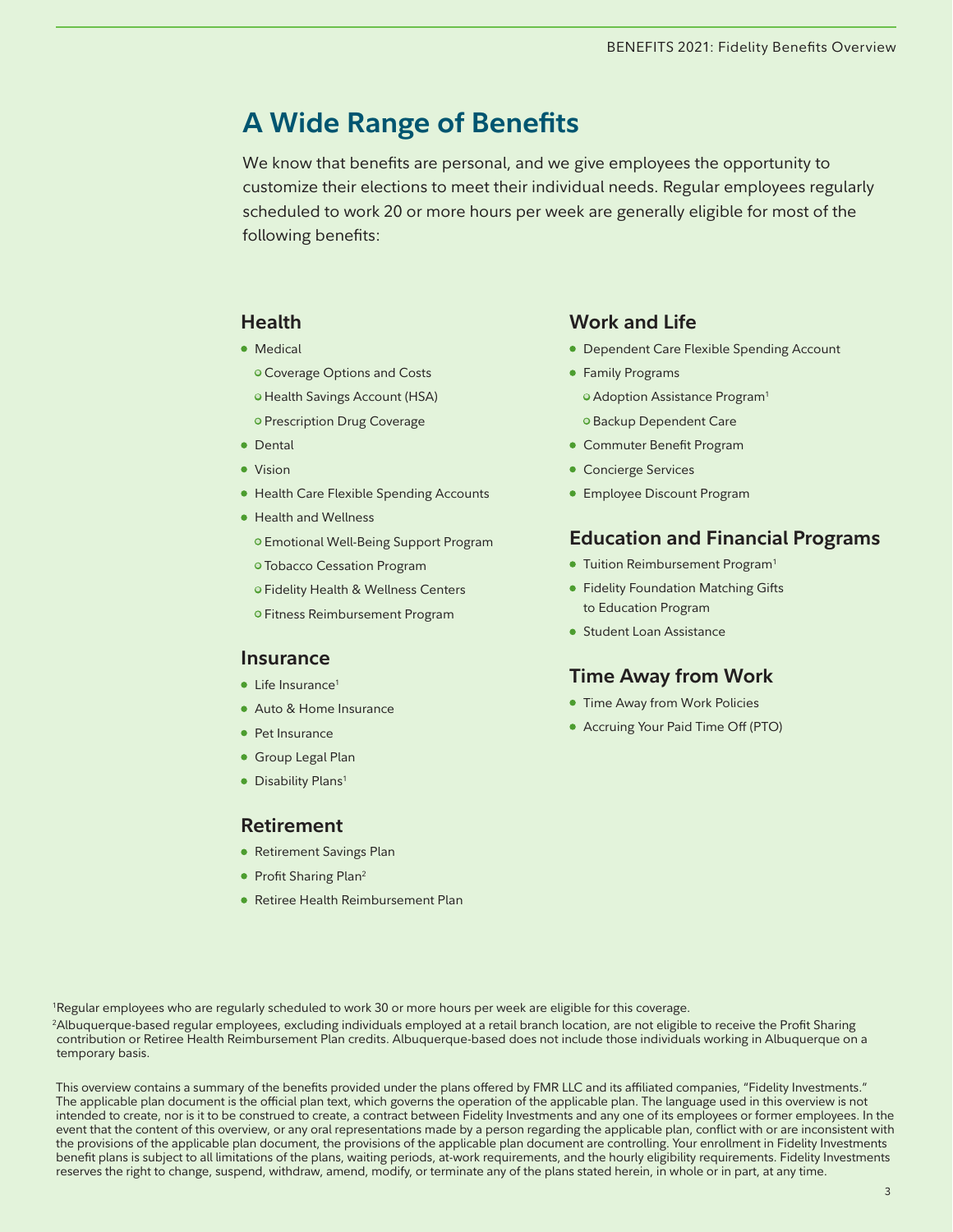# A Wide Range of Benefits

We know that benefits are personal, and we give employees the opportunity to customize their elections to meet their individual needs. Regular employees regularly scheduled to work 20 or more hours per week are generally eligible for most of the following benefits:

## Health

- Medical
  - Coverage Options and Costs
  - Health Savings Account (HSA)
  - Prescription Drug Coverage
- Dental
- Vision
- Health Care Flexible Spending Accounts
- Health and Wellness
  - Emotional Well-Being Support Program
  - Tobacco Cessation Program
  - Fidelity Health & Wellness Centers
  - Fitness Reimbursement Program

## Insurance

- Life Insurance[1]
- Auto & Home Insurance
- Pet Insurance
- Group Legal Plan
- Disability Plans[1]

## Retirement

- Retirement Savings Plan
- Profit Sharing Plan[2]
- Retiree Health Reimbursement Plan

## Work and Life

- Dependent Care Flexible Spending Account
- Family Programs
  - Adoption Assistance Program[1]
  - Backup Dependent Care
- Commuter Benefit Program
- Concierge Services
- Employee Discount Program

## Education and Financial Programs

- Tuition Reimbursement Program[1]
- Fidelity Foundation Matching Gifts to Education Program
- Student Loan Assistance

## Time Away from Work

- Time Away from Work Policies
- Accruing Your Paid Time Off (PTO)

[1]Regular employees who are regularly scheduled to work 30 or more hours per week are eligible for this coverage.

[2]Albuquerque-based regular employees, excluding individuals employed at a retail branch location, are not eligible to receive the Profit Sharing contribution or Retiree Health Reimbursement Plan credits. Albuquerque-based does not include those individuals working in Albuquerque on a temporary basis.

This overview contains a summary of the benefits provided under the plans offered by FMR LLC and its affiliated companies, "Fidelity Investments." The applicable plan document is the official plan text, which governs the operation of the applicable plan. The language used in this overview is not intended to create, nor is it to be construed to create, a contract between Fidelity Investments and any one of its employees or former employees. In the event that the content of this overview, or any oral representations made by a person regarding the applicable plan, conflict with or are inconsistent with the provisions of the applicable plan document, the provisions of the applicable plan document are controlling. Your enrollment in Fidelity Investments benefit plans is subject to all limitations of the plans, waiting periods, at-work requirements, and the hourly eligibility requirements. Fidelity Investments reserves the right to change, suspend, withdraw, amend, modify, or terminate any of the plans stated herein, in whole or in part, at any time.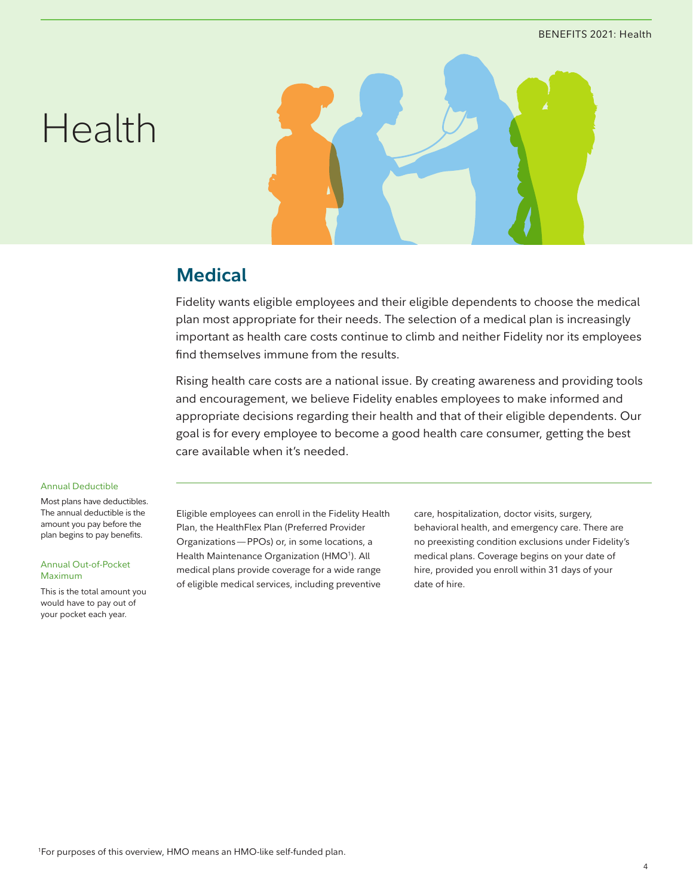# Health

## Medical

Fidelity wants eligible employees and their eligible dependents to choose the medical plan most appropriate for their needs. The selection of a medical plan is increasingly important as health care costs continue to climb and neither Fidelity nor its employees find themselves immune from the results.

Rising health care costs are a national issue. By creating awareness and providing tools and encouragement, we believe Fidelity enables employees to make informed and appropriate decisions regarding their health and that of their eligible dependents. Our goal is for every employee to become a good health care consumer, getting the best care available when it's needed.

Annual Deductible

Most plans have deductibles. The annual deductible is the amount you pay before the plan begins to pay benefits.

Annual Out-of-Pocket Maximum

This is the total amount you would have to pay out of your pocket each year.

Eligible employees can enroll in the Fidelity Health Plan, the HealthFlex Plan (Preferred Provider Organizations — PPOs) or, in some locations, a Health Maintenance Organization (HMO[1]). All medical plans provide coverage for a wide range of eligible medical services, including preventive care, hospitalization, doctor visits, surgery, behavioral health, and emergency care. There are no preexisting condition exclusions under Fidelity's medical plans. Coverage begins on your date of hire, provided you enroll within 31 days of your date of hire.

[1]For purposes of this overview, HMO means an HMO-like self-funded plan.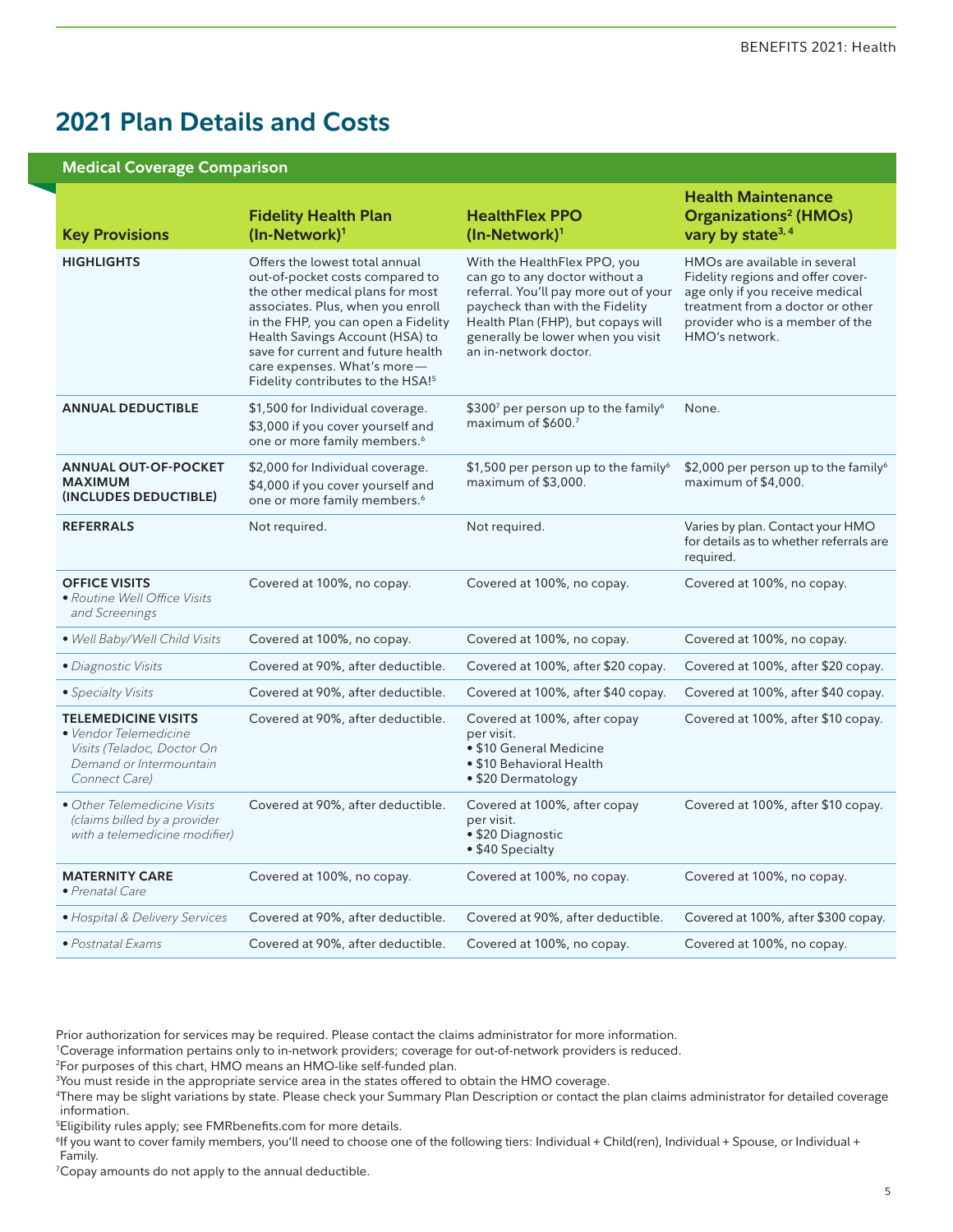# 2021 Plan Details and Costs

## Medical Coverage Comparison

| Key Provisions | Fidelity Health Plan (In-Network)[1] | HealthFlex PPO (In-Network)[1] | Health Maintenance Organizations[2] (HMOs) vary by state[3, 4] |
|---|---|---|---|
| **HIGHLIGHTS** | Offers the lowest total annual out-of-pocket costs compared to the other medical plans for most associates. Plus, when you enroll in the FHP, you can open a Fidelity Health Savings Account (HSA) to save for current and future health care expenses. What's more— Fidelity contributes to the HSA![5] | With the HealthFlex PPO, you can go to any doctor without a referral. You'll pay more out of your paycheck than with the Fidelity Health Plan (FHP), but copays will generally be lower when you visit an in-network doctor. | HMOs are available in several Fidelity regions and offer coverage only if you receive medical treatment from a doctor or other provider who is a member of the HMO's network. |
| **ANNUAL DEDUCTIBLE** | $1,500 for Individual coverage. $3,000 if you cover yourself and one or more family members.[6] | $300[7] per person up to the family[6] maximum of $600.[7] | None. |
| **ANNUAL OUT-OF-POCKET MAXIMUM (INCLUDES DEDUCTIBLE)** | $2,000 for Individual coverage. $4,000 if you cover yourself and one or more family members.[6] | $1,500 per person up to the family[6] maximum of $3,000. | $2,000 per person up to the family[6] maximum of $4,000. |
| **REFERRALS** | Not required. | Not required. | Varies by plan. Contact your HMO for details as to whether referrals are required. |
| **OFFICE VISITS** • *Routine Well Office Visits and Screenings* | Covered at 100%, no copay. | Covered at 100%, no copay. | Covered at 100%, no copay. |
| • *Well Baby/Well Child Visits* | Covered at 100%, no copay. | Covered at 100%, no copay. | Covered at 100%, no copay. |
| • *Diagnostic Visits* | Covered at 90%, after deductible. | Covered at 100%, after $20 copay. | Covered at 100%, after $20 copay. |
| • *Specialty Visits* | Covered at 90%, after deductible. | Covered at 100%, after $40 copay. | Covered at 100%, after $40 copay. |
| **TELEMEDICINE VISITS** • *Vendor Telemedicine Visits (Teladoc, Doctor On Demand or Intermountain Connect Care)* | Covered at 90%, after deductible. | Covered at 100%, after copay per visit. • $10 General Medicine • $10 Behavioral Health • $20 Dermatology | Covered at 100%, after $10 copay. |
| • *Other Telemedicine Visits (claims billed by a provider with a telemedicine modifier)* | Covered at 90%, after deductible. | Covered at 100%, after copay per visit. • $20 Diagnostic • $40 Specialty | Covered at 100%, after $10 copay. |
| **MATERNITY CARE** • *Prenatal Care* | Covered at 100%, no copay. | Covered at 100%, no copay. | Covered at 100%, no copay. |
| • *Hospital & Delivery Services* | Covered at 90%, after deductible. | Covered at 90%, after deductible. | Covered at 100%, after $300 copay. |
| • *Postnatal Exams* | Covered at 90%, after deductible. | Covered at 100%, no copay. | Covered at 100%, no copay. |

Prior authorization for services may be required. Please contact the claims administrator for more information.

[1]Coverage information pertains only to in-network providers; coverage for out-of-network providers is reduced.

[2]For purposes of this chart, HMO means an HMO-like self-funded plan.

[3]You must reside in the appropriate service area in the states offered to obtain the HMO coverage.

[4]There may be slight variations by state. Please check your Summary Plan Description or contact the plan claims administrator for detailed coverage information.

[5]Eligibility rules apply; see FMRbenefits.com for more details.

[6]If you want to cover family members, you'll need to choose one of the following tiers: Individual + Child(ren), Individual + Spouse, or Individual + Family.

[7]Copay amounts do not apply to the annual deductible.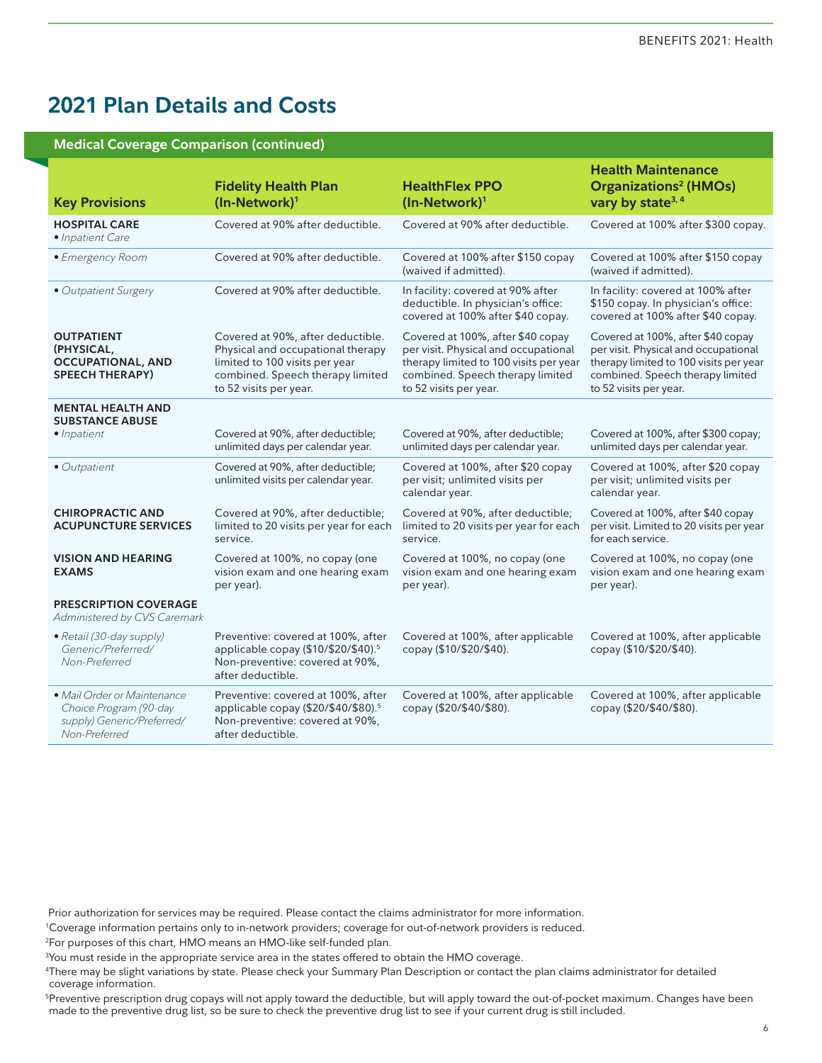## 2021 Plan Details and Costs

**Medical Coverage Comparison (continued)**

| Key Provisions | Fidelity Health Plan (In-Network)[1] | HealthFlex PPO (In-Network)[1] | Health Maintenance Organizations[2] (HMOs) vary by state[3, 4] |
|---|---|---|---|
| **HOSPITAL CARE** • *Inpatient Care* | Covered at 90% after deductible. | Covered at 90% after deductible. | Covered at 100% after $300 copay. |
| • *Emergency Room* | Covered at 90% after deductible. | Covered at 100% after $150 copay (waived if admitted). | Covered at 100% after $150 copay (waived if admitted). |
| • *Outpatient Surgery* | Covered at 90% after deductible. | In facility: covered at 90% after deductible. In physician's office: covered at 100% after $40 copay. | In facility: covered at 100% after $150 copay. In physician's office: covered at 100% after $40 copay. |
| **OUTPATIENT (PHYSICAL, OCCUPATIONAL, AND SPEECH THERAPY)** | Covered at 90%, after deductible. Physical and occupational therapy limited to 100 visits per year combined. Speech therapy limited to 52 visits per year. | Covered at 100%, after $40 copay per visit. Physical and occupational therapy limited to 100 visits per year combined. Speech therapy limited to 52 visits per year. | Covered at 100%, after $40 copay per visit. Physical and occupational therapy limited to 100 visits per year combined. Speech therapy limited to 52 visits per year. |
| **MENTAL HEALTH AND SUBSTANCE ABUSE** • *Inpatient* | Covered at 90%, after deductible; unlimited days per calendar year. | Covered at 90%, after deductible; unlimited days per calendar year. | Covered at 100%, after $300 copay; unlimited days per calendar year. |
| • *Outpatient* | Covered at 90%, after deductible; unlimited visits per calendar year. | Covered at 100%, after $20 copay per visit; unlimited visits per calendar year. | Covered at 100%, after $20 copay per visit; unlimited visits per calendar year. |
| **CHIROPRACTIC AND ACUPUNCTURE SERVICES** | Covered at 90%, after deductible; limited to 20 visits per year for each service. | Covered at 90%, after deductible; limited to 20 visits per year for each service. | Covered at 100%, after $40 copay per visit. Limited to 20 visits per year for each service. |
| **VISION AND HEARING EXAMS** | Covered at 100%, no copay (one vision exam and one hearing exam per year). | Covered at 100%, no copay (one vision exam and one hearing exam per year). | Covered at 100%, no copay (one vision exam and one hearing exam per year). |
| **PRESCRIPTION COVERAGE** *Administered by CVS Caremark* | | | |
| • *Retail (30-day supply) Generic/Preferred/ Non-Preferred* | Preventive: covered at 100%, after applicable copay ($10/$20/$40).[5] Non-preventive: covered at 90%, after deductible. | Covered at 100%, after applicable copay ($10/$20/$40). | Covered at 100%, after applicable copay ($10/$20/$40). |
| • *Mail Order or Maintenance Choice Program (90-day supply) Generic/Preferred/ Non-Preferred* | Preventive: covered at 100%, after applicable copay ($20/$40/$80).[5] Non-preventive: covered at 90%, after deductible. | Covered at 100%, after applicable copay ($20/$40/$80). | Covered at 100%, after applicable copay ($20/$40/$80). |

Prior authorization for services may be required. Please contact the claims administrator for more information.

[1]Coverage information pertains only to in-network providers; coverage for out-of-network providers is reduced.

[2]For purposes of this chart, HMO means an HMO-like self-funded plan.

[3]You must reside in the appropriate service area in the states offered to obtain the HMO coverage.

[4]There may be slight variations by state. Please check your Summary Plan Description or contact the plan claims administrator for detailed coverage information.

[5]Preventive prescription drug copays will not apply toward the deductible, but will apply toward the out-of-pocket maximum. Changes have been made to the preventive drug list, so be sure to check the preventive drug list to see if your current drug is still included.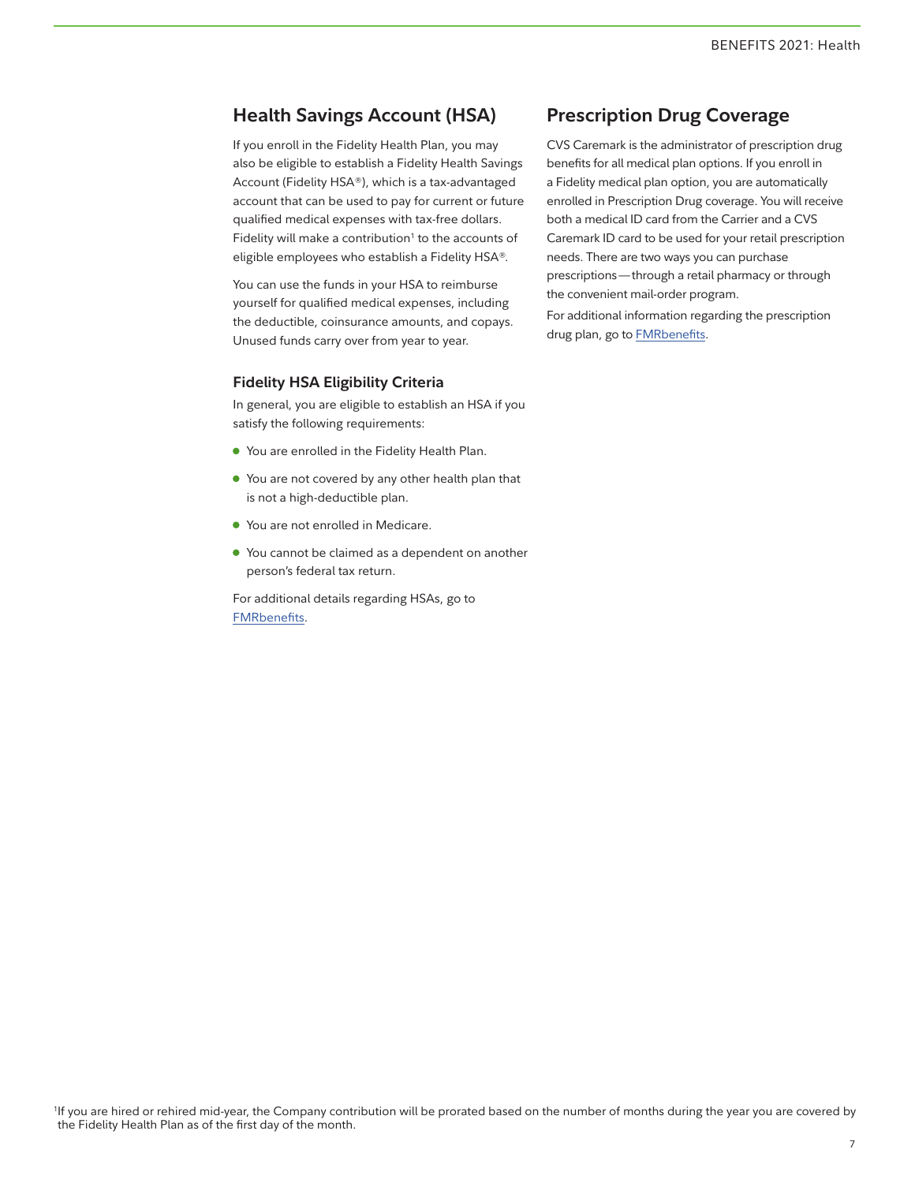## Health Savings Account (HSA)

If you enroll in the Fidelity Health Plan, you may also be eligible to establish a Fidelity Health Savings Account (Fidelity HSA®), which is a tax-advantaged account that can be used to pay for current or future qualified medical expenses with tax-free dollars. Fidelity will make a contribution[1] to the accounts of eligible employees who establish a Fidelity HSA®.

You can use the funds in your HSA to reimburse yourself for qualified medical expenses, including the deductible, coinsurance amounts, and copays. Unused funds carry over from year to year.

### Fidelity HSA Eligibility Criteria

In general, you are eligible to establish an HSA if you satisfy the following requirements:

- You are enrolled in the Fidelity Health Plan.
- You are not covered by any other health plan that is not a high-deductible plan.
- You are not enrolled in Medicare.
- You cannot be claimed as a dependent on another person's federal tax return.

For additional details regarding HSAs, go to FMRbenefits.

## Prescription Drug Coverage

CVS Caremark is the administrator of prescription drug benefits for all medical plan options. If you enroll in a Fidelity medical plan option, you are automatically enrolled in Prescription Drug coverage. You will receive both a medical ID card from the Carrier and a CVS Caremark ID card to be used for your retail prescription needs. There are two ways you can purchase prescriptions—through a retail pharmacy or through the convenient mail-order program.

For additional information regarding the prescription drug plan, go to FMRbenefits.

[1] If you are hired or rehired mid-year, the Company contribution will be prorated based on the number of months during the year you are covered by the Fidelity Health Plan as of the first day of the month.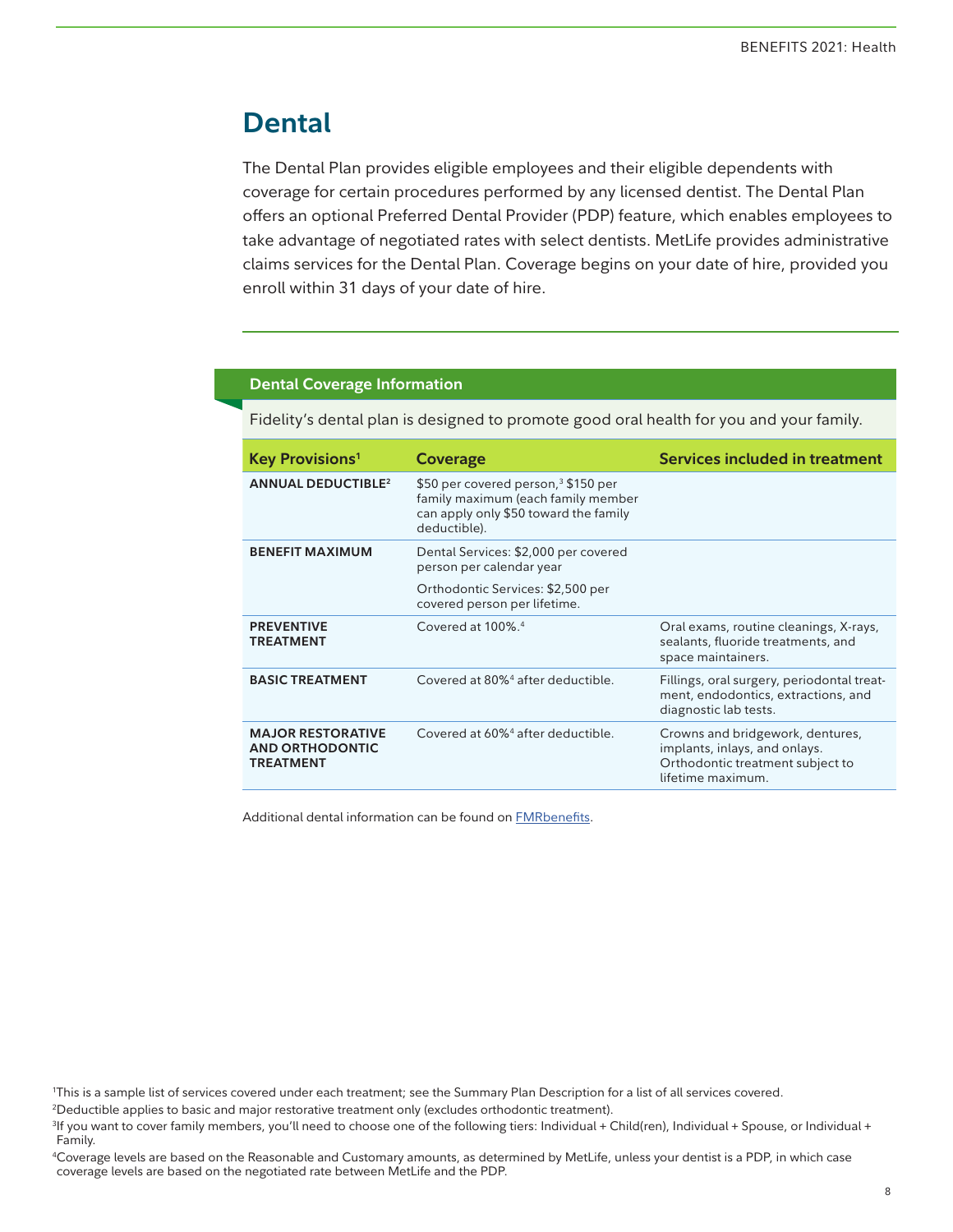# Dental

The Dental Plan provides eligible employees and their eligible dependents with coverage for certain procedures performed by any licensed dentist. The Dental Plan offers an optional Preferred Dental Provider (PDP) feature, which enables employees to take advantage of negotiated rates with select dentists. MetLife provides administrative claims services for the Dental Plan. Coverage begins on your date of hire, provided you enroll within 31 days of your date of hire.

## Dental Coverage Information

Fidelity's dental plan is designed to promote good oral health for you and your family.

| Key Provisions[1] | Coverage | Services included in treatment |
|---|---|---|
| **ANNUAL DEDUCTIBLE[2]** | $50 per covered person,[3] $150 per family maximum (each family member can apply only $50 toward the family deductible). | |
| **BENEFIT MAXIMUM** | Dental Services: $2,000 per covered person per calendar year<br><br>Orthodontic Services: $2,500 per covered person per lifetime. | |
| **PREVENTIVE TREATMENT** | Covered at 100%.[4] | Oral exams, routine cleanings, X-rays, sealants, fluoride treatments, and space maintainers. |
| **BASIC TREATMENT** | Covered at 80%[4] after deductible. | Fillings, oral surgery, periodontal treatment, endodontics, extractions, and diagnostic lab tests. |
| **MAJOR RESTORATIVE AND ORTHODONTIC TREATMENT** | Covered at 60%[4] after deductible. | Crowns and bridgework, dentures, implants, inlays, and onlays. Orthodontic treatment subject to lifetime maximum. |

Additional dental information can be found on FMRbenefits.

[1] This is a sample list of services covered under each treatment; see the Summary Plan Description for a list of all services covered.

[2] Deductible applies to basic and major restorative treatment only (excludes orthodontic treatment).

[3] If you want to cover family members, you'll need to choose one of the following tiers: Individual + Child(ren), Individual + Spouse, or Individual + Family.

[4] Coverage levels are based on the Reasonable and Customary amounts, as determined by MetLife, unless your dentist is a PDP, in which case coverage levels are based on the negotiated rate between MetLife and the PDP.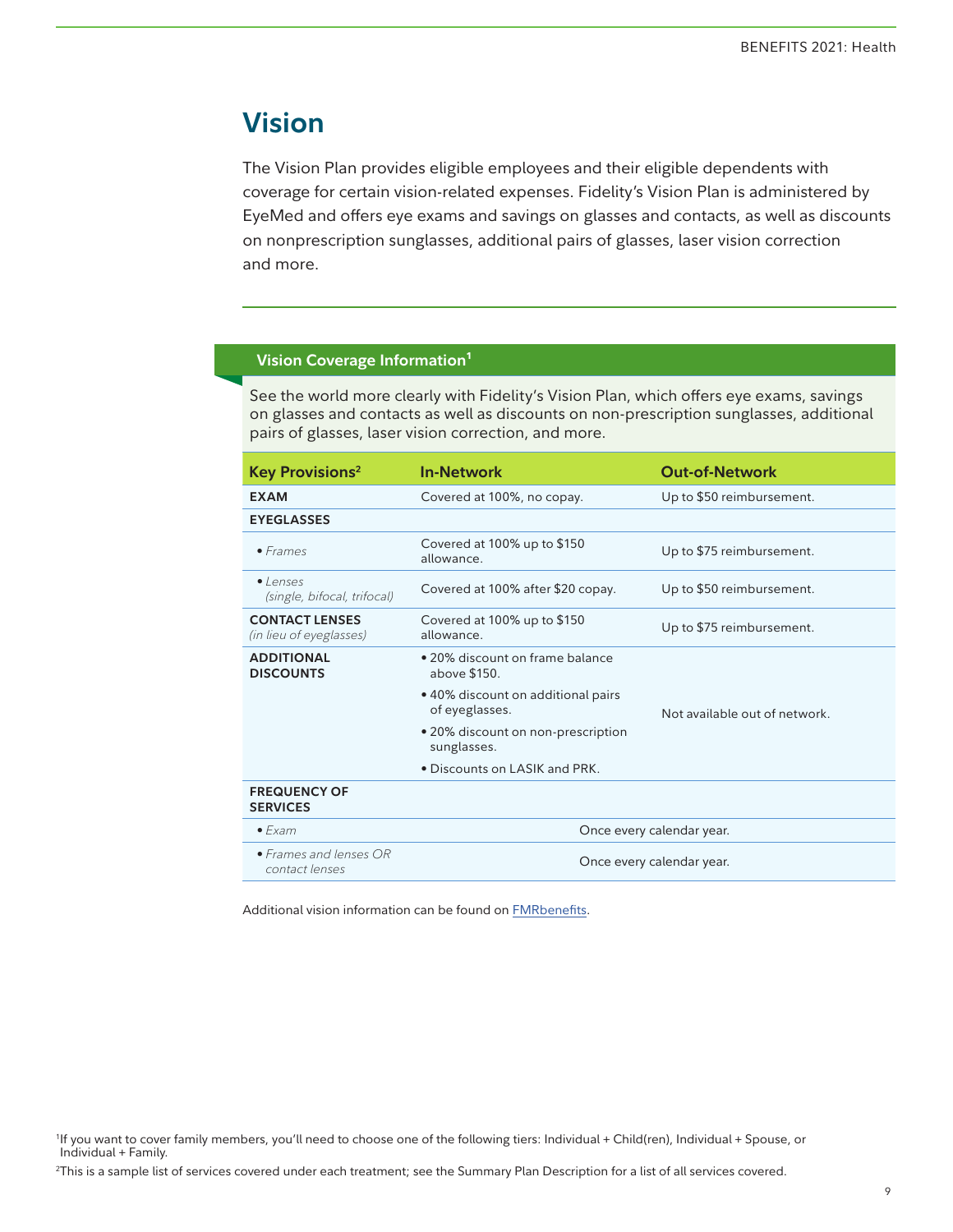# Vision

The Vision Plan provides eligible employees and their eligible dependents with coverage for certain vision-related expenses. Fidelity's Vision Plan is administered by EyeMed and offers eye exams and savings on glasses and contacts, as well as discounts on nonprescription sunglasses, additional pairs of glasses, laser vision correction and more.

## Vision Coverage Information[1]

See the world more clearly with Fidelity's Vision Plan, which offers eye exams, savings on glasses and contacts as well as discounts on non-prescription sunglasses, additional pairs of glasses, laser vision correction, and more.

| Key Provisions[2] | In-Network | Out-of-Network |
|---|---|---|
| **EXAM** | Covered at 100%, no copay. | Up to $50 reimbursement. |
| **EYEGLASSES** | | |
| • *Frames* | Covered at 100% up to $150 allowance. | Up to $75 reimbursement. |
| • *Lenses (single, bifocal, trifocal)* | Covered at 100% after $20 copay. | Up to $50 reimbursement. |
| **CONTACT LENSES** *(in lieu of eyeglasses)* | Covered at 100% up to $150 allowance. | Up to $75 reimbursement. |
| **ADDITIONAL DISCOUNTS** | • 20% discount on frame balance above $150.<br>• 40% discount on additional pairs of eyeglasses.<br>• 20% discount on non-prescription sunglasses.<br>• Discounts on LASIK and PRK. | Not available out of network. |
| **FREQUENCY OF SERVICES** | | |
| • *Exam* | Once every calendar year. | |
| • *Frames and lenses OR contact lenses* | Once every calendar year. | |

Additional vision information can be found on FMRbenefits.

[1]If you want to cover family members, you'll need to choose one of the following tiers: Individual + Child(ren), Individual + Spouse, or Individual + Family.

[2]This is a sample list of services covered under each treatment; see the Summary Plan Description for a list of all services covered.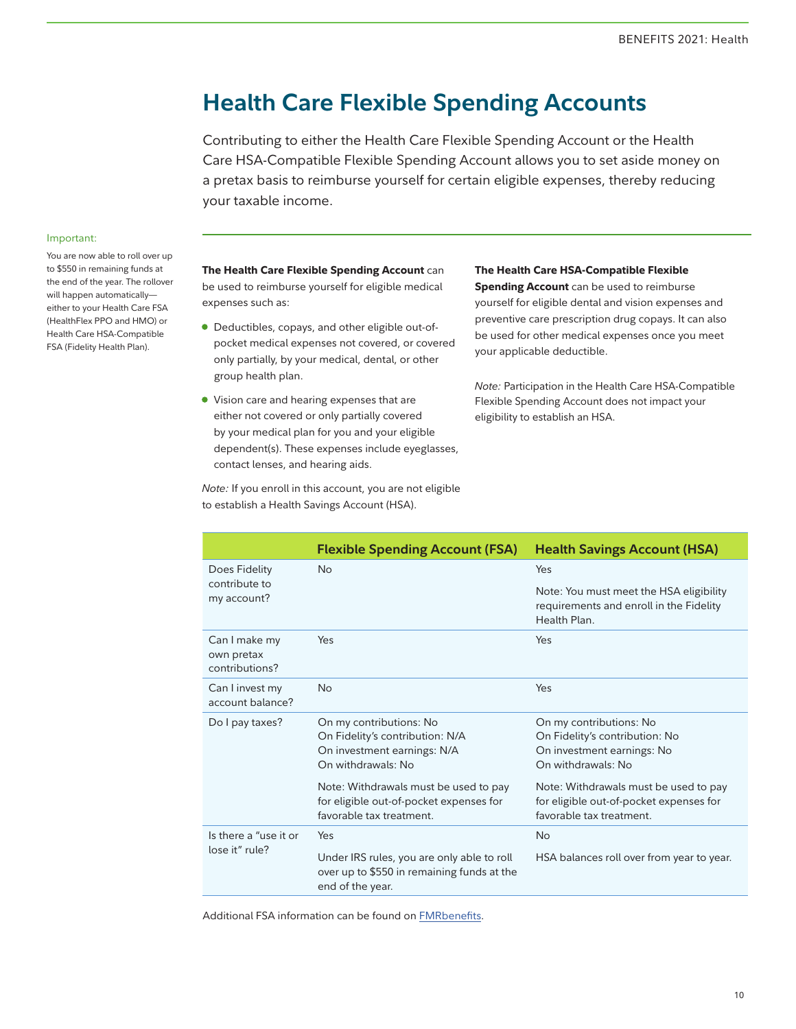# Health Care Flexible Spending Accounts

Contributing to either the Health Care Flexible Spending Account or the Health Care HSA-Compatible Flexible Spending Account allows you to set aside money on a pretax basis to reimburse yourself for certain eligible expenses, thereby reducing your taxable income.

Important:

You are now able to roll over up to $550 in remaining funds at the end of the year. The rollover will happen automatically—either to your Health Care FSA (HealthFlex PPO and HMO) or Health Care HSA-Compatible FSA (Fidelity Health Plan).

**The Health Care Flexible Spending Account** can be used to reimburse yourself for eligible medical expenses such as:

- Deductibles, copays, and other eligible out-of-pocket medical expenses not covered, or covered only partially, by your medical, dental, or other group health plan.
- Vision care and hearing expenses that are either not covered or only partially covered by your medical plan for you and your eligible dependent(s). These expenses include eyeglasses, contact lenses, and hearing aids.

*Note:* If you enroll in this account, you are not eligible to establish a Health Savings Account (HSA).

**The Health Care HSA-Compatible Flexible Spending Account** can be used to reimburse yourself for eligible dental and vision expenses and preventive care prescription drug copays. It can also be used for other medical expenses once you meet your applicable deductible.

*Note:* Participation in the Health Care HSA-Compatible Flexible Spending Account does not impact your eligibility to establish an HSA.

| | Flexible Spending Account (FSA) | Health Savings Account (HSA) |
|---|---|---|
| Does Fidelity contribute to my account? | No | Yes<br><br>Note: You must meet the HSA eligibility requirements and enroll in the Fidelity Health Plan. |
| Can I make my own pretax contributions? | Yes | Yes |
| Can I invest my account balance? | No | Yes |
| Do I pay taxes? | On my contributions: No<br>On Fidelity's contribution: N/A<br>On investment earnings: N/A<br>On withdrawals: No<br><br>Note: Withdrawals must be used to pay for eligible out-of-pocket expenses for favorable tax treatment. | On my contributions: No<br>On Fidelity's contribution: No<br>On investment earnings: No<br>On withdrawals: No<br><br>Note: Withdrawals must be used to pay for eligible out-of-pocket expenses for favorable tax treatment. |
| Is there a "use it or lose it" rule? | Yes<br><br>Under IRS rules, you are only able to roll over up to $550 in remaining funds at the end of the year. | No<br><br>HSA balances roll over from year to year. |

Additional FSA information can be found on FMRbenefits.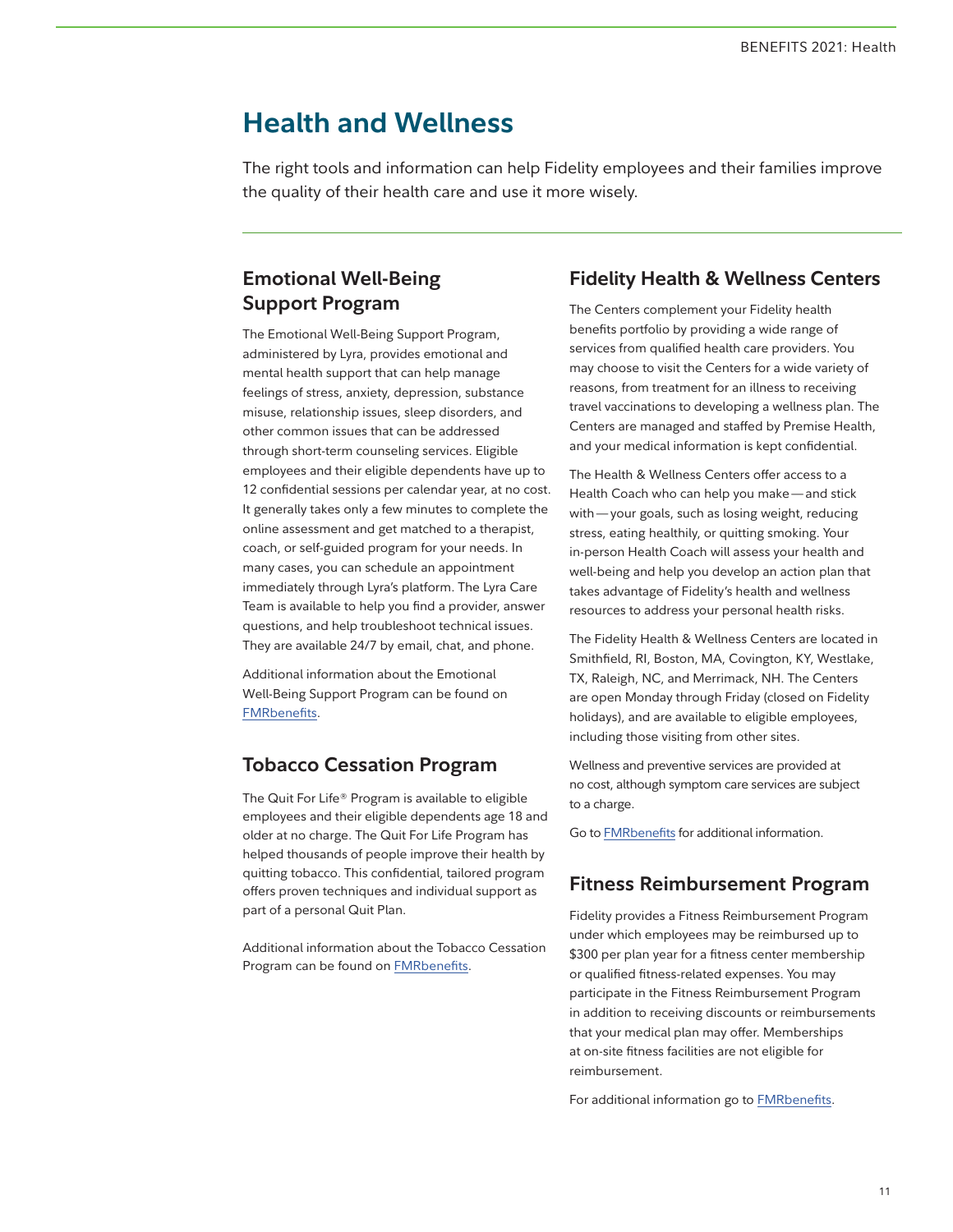# Health and Wellness

The right tools and information can help Fidelity employees and their families improve the quality of their health care and use it more wisely.

## Emotional Well-Being Support Program

The Emotional Well-Being Support Program, administered by Lyra, provides emotional and mental health support that can help manage feelings of stress, anxiety, depression, substance misuse, relationship issues, sleep disorders, and other common issues that can be addressed through short-term counseling services. Eligible employees and their eligible dependents have up to 12 confidential sessions per calendar year, at no cost. It generally takes only a few minutes to complete the online assessment and get matched to a therapist, coach, or self-guided program for your needs. In many cases, you can schedule an appointment immediately through Lyra's platform. The Lyra Care Team is available to help you find a provider, answer questions, and help troubleshoot technical issues. They are available 24/7 by email, chat, and phone.

Additional information about the Emotional Well-Being Support Program can be found on FMRbenefits.

## Tobacco Cessation Program

The Quit For Life® Program is available to eligible employees and their eligible dependents age 18 and older at no charge. The Quit For Life Program has helped thousands of people improve their health by quitting tobacco. This confidential, tailored program offers proven techniques and individual support as part of a personal Quit Plan.

Additional information about the Tobacco Cessation Program can be found on FMRbenefits.

## Fidelity Health & Wellness Centers

The Centers complement your Fidelity health benefits portfolio by providing a wide range of services from qualified health care providers. You may choose to visit the Centers for a wide variety of reasons, from treatment for an illness to receiving travel vaccinations to developing a wellness plan. The Centers are managed and staffed by Premise Health, and your medical information is kept confidential.

The Health & Wellness Centers offer access to a Health Coach who can help you make—and stick with—your goals, such as losing weight, reducing stress, eating healthily, or quitting smoking. Your in-person Health Coach will assess your health and well-being and help you develop an action plan that takes advantage of Fidelity's health and wellness resources to address your personal health risks.

The Fidelity Health & Wellness Centers are located in Smithfield, RI, Boston, MA, Covington, KY, Westlake, TX, Raleigh, NC, and Merrimack, NH. The Centers are open Monday through Friday (closed on Fidelity holidays), and are available to eligible employees, including those visiting from other sites.

Wellness and preventive services are provided at no cost, although symptom care services are subject to a charge.

Go to FMRbenefits for additional information.

## Fitness Reimbursement Program

Fidelity provides a Fitness Reimbursement Program under which employees may be reimbursed up to $300 per plan year for a fitness center membership or qualified fitness-related expenses. You may participate in the Fitness Reimbursement Program in addition to receiving discounts or reimbursements that your medical plan may offer. Memberships at on-site fitness facilities are not eligible for reimbursement.

For additional information go to FMRbenefits.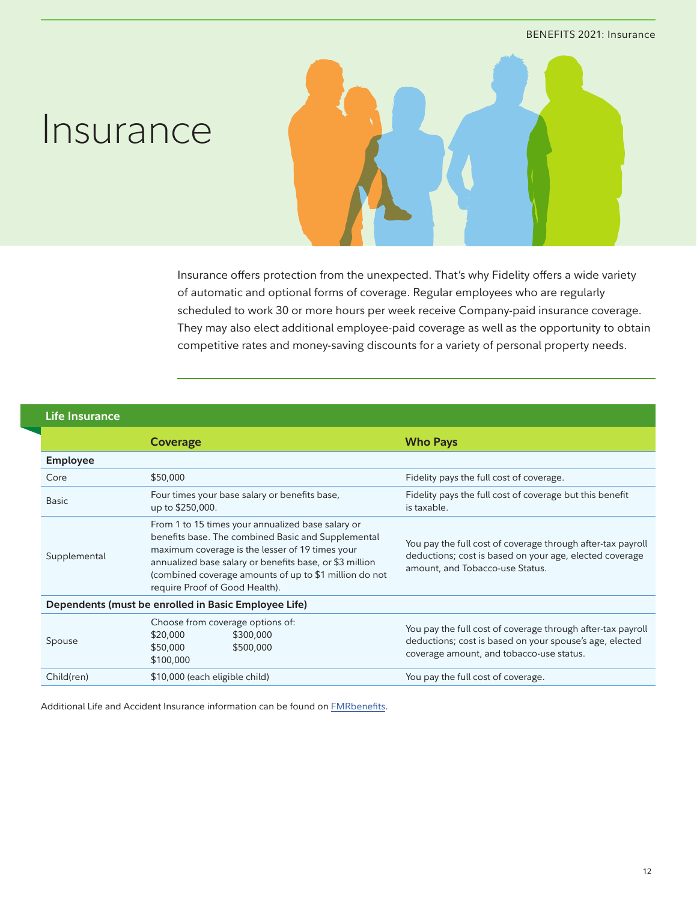# Insurance

Insurance offers protection from the unexpected. That's why Fidelity offers a wide variety of automatic and optional forms of coverage. Regular employees who are regularly scheduled to work 30 or more hours per week receive Company-paid insurance coverage. They may also elect additional employee-paid coverage as well as the opportunity to obtain competitive rates and money-saving discounts for a variety of personal property needs.

## Life Insurance

| | Coverage | Who Pays |
|---|---|---|
| **Employee** | | |
| Core | $50,000 | Fidelity pays the full cost of coverage. |
| Basic | Four times your base salary or benefits base, up to $250,000. | Fidelity pays the full cost of coverage but this benefit is taxable. |
| Supplemental | From 1 to 15 times your annualized base salary or benefits base. The combined Basic and Supplemental maximum coverage is the lesser of 19 times your annualized base salary or benefits base, or $3 million (combined coverage amounts of up to $1 million do not require Proof of Good Health). | You pay the full cost of coverage through after-tax payroll deductions; cost is based on your age, elected coverage amount, and Tobacco-use Status. |
| **Dependents (must be enrolled in Basic Employee Life)** | | |
| Spouse | Choose from coverage options of: $20,000, $50,000, $100,000, $300,000, $500,000 | You pay the full cost of coverage through after-tax payroll deductions; cost is based on your spouse's age, elected coverage amount, and tobacco-use status. |
| Child(ren) | $10,000 (each eligible child) | You pay the full cost of coverage. |

Additional Life and Accident Insurance information can be found on FMRbenefits.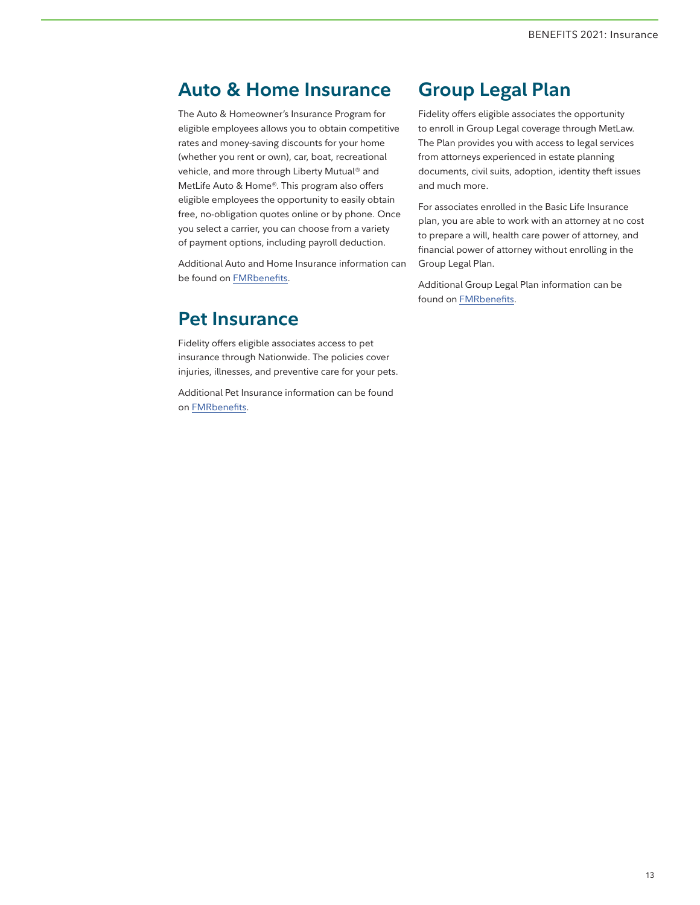## Auto & Home Insurance

The Auto & Homeowner's Insurance Program for eligible employees allows you to obtain competitive rates and money-saving discounts for your home (whether you rent or own), car, boat, recreational vehicle, and more through Liberty Mutual® and MetLife Auto & Home®. This program also offers eligible employees the opportunity to easily obtain free, no-obligation quotes online or by phone. Once you select a carrier, you can choose from a variety of payment options, including payroll deduction.

Additional Auto and Home Insurance information can be found on FMRbenefits.

## Pet Insurance

Fidelity offers eligible associates access to pet insurance through Nationwide. The policies cover injuries, illnesses, and preventive care for your pets.

Additional Pet Insurance information can be found on FMRbenefits.

## Group Legal Plan

Fidelity offers eligible associates the opportunity to enroll in Group Legal coverage through MetLaw. The Plan provides you with access to legal services from attorneys experienced in estate planning documents, civil suits, adoption, identity theft issues and much more.

For associates enrolled in the Basic Life Insurance plan, you are able to work with an attorney at no cost to prepare a will, health care power of attorney, and financial power of attorney without enrolling in the Group Legal Plan.

Additional Group Legal Plan information can be found on FMRbenefits.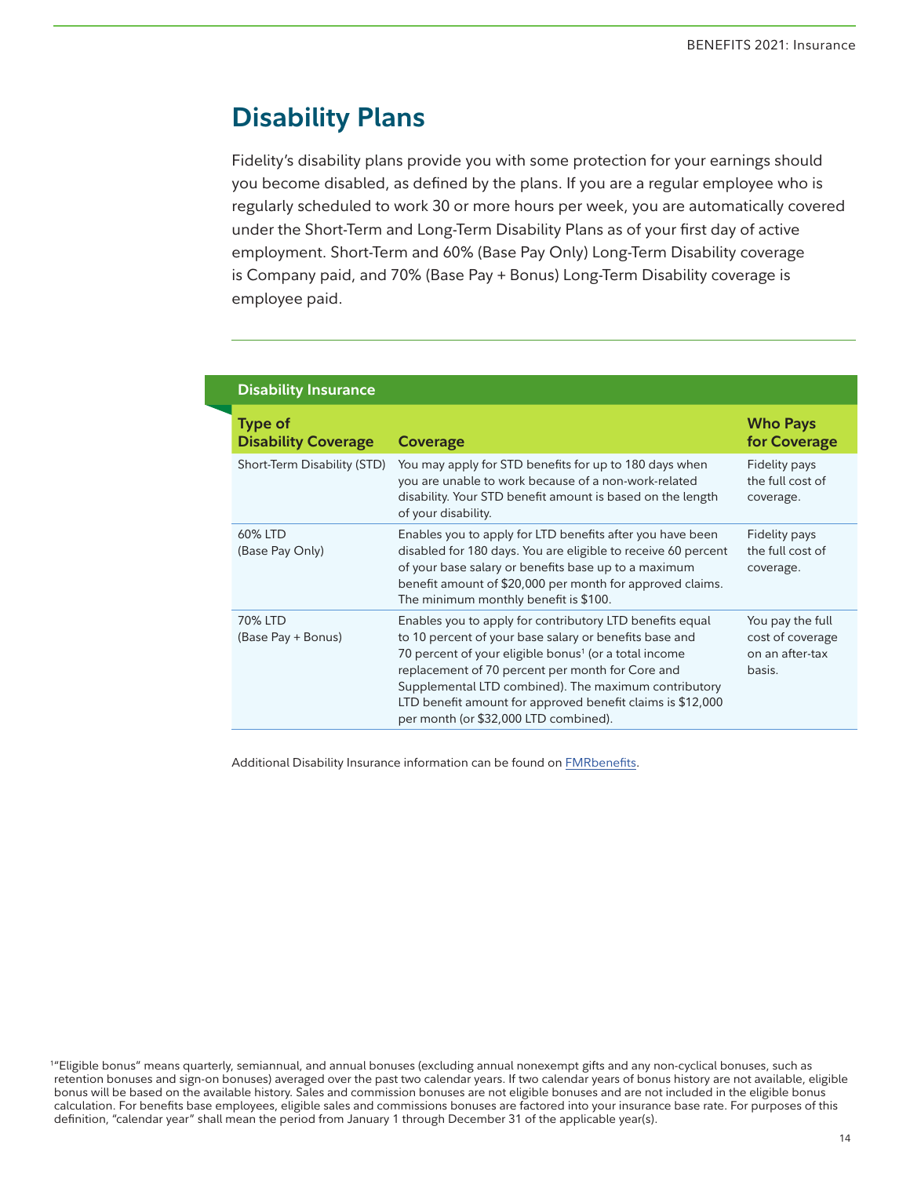# Disability Plans

Fidelity's disability plans provide you with some protection for your earnings should you become disabled, as defined by the plans. If you are a regular employee who is regularly scheduled to work 30 or more hours per week, you are automatically covered under the Short-Term and Long-Term Disability Plans as of your first day of active employment. Short-Term and 60% (Base Pay Only) Long-Term Disability coverage is Company paid, and 70% (Base Pay + Bonus) Long-Term Disability coverage is employee paid.

**Disability Insurance**

| Type of Disability Coverage | Coverage | Who Pays for Coverage |
|---|---|---|
| Short-Term Disability (STD) | You may apply for STD benefits for up to 180 days when you are unable to work because of a non-work-related disability. Your STD benefit amount is based on the length of your disability. | Fidelity pays the full cost of coverage. |
| 60% LTD (Base Pay Only) | Enables you to apply for LTD benefits after you have been disabled for 180 days. You are eligible to receive 60 percent of your base salary or benefits base up to a maximum benefit amount of $20,000 per month for approved claims. The minimum monthly benefit is $100. | Fidelity pays the full cost of coverage. |
| 70% LTD (Base Pay + Bonus) | Enables you to apply for contributory LTD benefits equal to 10 percent of your base salary or benefits base and 70 percent of your eligible bonus[1] (or a total income replacement of 70 percent per month for Core and Supplemental LTD combined). The maximum contributory LTD benefit amount for approved benefit claims is $12,000 per month (or $32,000 LTD combined). | You pay the full cost of coverage on an after-tax basis. |

Additional Disability Insurance information can be found on FMRbenefits.

[1] "Eligible bonus" means quarterly, semiannual, and annual bonuses (excluding annual nonexempt gifts and any non-cyclical bonuses, such as retention bonuses and sign-on bonuses) averaged over the past two calendar years. If two calendar years of bonus history are not available, eligible bonus will be based on the available history. Sales and commission bonuses are not eligible bonuses and are not included in the eligible bonus calculation. For benefits base employees, eligible sales and commissions bonuses are factored into your insurance base rate. For purposes of this definition, "calendar year" shall mean the period from January 1 through December 31 of the applicable year(s).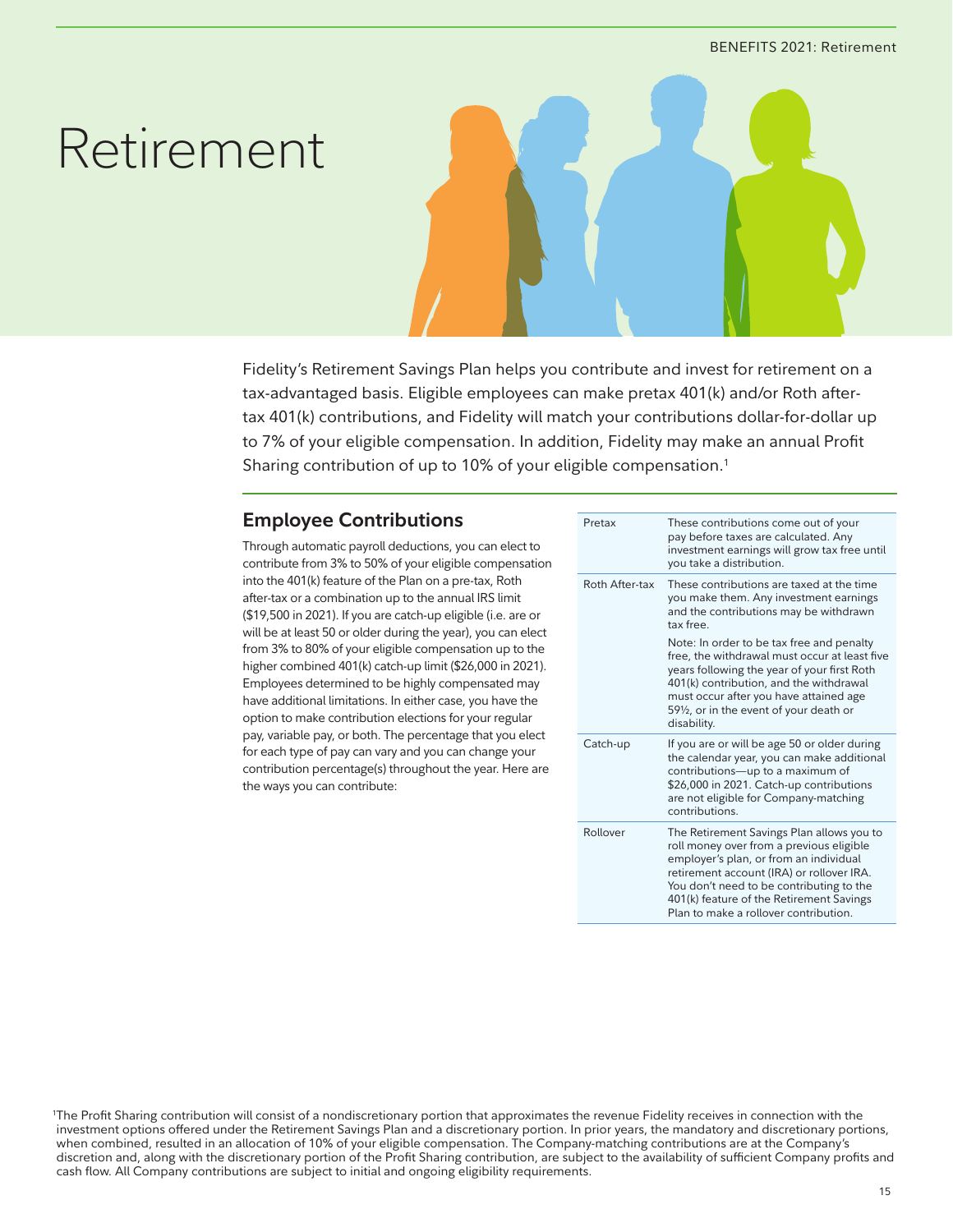# Retirement

Fidelity's Retirement Savings Plan helps you contribute and invest for retirement on a tax-advantaged basis. Eligible employees can make pretax 401(k) and/or Roth after-tax 401(k) contributions, and Fidelity will match your contributions dollar-for-dollar up to 7% of your eligible compensation. In addition, Fidelity may make an annual Profit Sharing contribution of up to 10% of your eligible compensation.[1]

## Employee Contributions

Through automatic payroll deductions, you can elect to contribute from 3% to 50% of your eligible compensation into the 401(k) feature of the Plan on a pre-tax, Roth after-tax or a combination up to the annual IRS limit ($19,500 in 2021). If you are catch-up eligible (i.e. are or will be at least 50 or older during the year), you can elect from 3% to 80% of your eligible compensation up to the higher combined 401(k) catch-up limit ($26,000 in 2021). Employees determined to be highly compensated may have additional limitations. In either case, you have the option to make contribution elections for your regular pay, variable pay, or both. The percentage that you elect for each type of pay can vary and you can change your contribution percentage(s) throughout the year. Here are the ways you can contribute:

| | |
|---|---|
| Pretax | These contributions come out of your pay before taxes are calculated. Any investment earnings will grow tax free until you take a distribution. |
| Roth After-tax | These contributions are taxed at the time you make them. Any investment earnings and the contributions may be withdrawn tax free.<br><br>Note: In order to be tax free and penalty free, the withdrawal must occur at least five years following the year of your first Roth 401(k) contribution, and the withdrawal must occur after you have attained age 59½, or in the event of your death or disability. |
| Catch-up | If you are or will be age 50 or older during the calendar year, you can make additional contributions—up to a maximum of $26,000 in 2021. Catch-up contributions are not eligible for Company-matching contributions. |
| Rollover | The Retirement Savings Plan allows you to roll money over from a previous eligible employer's plan, or from an individual retirement account (IRA) or rollover IRA. You don't need to be contributing to the 401(k) feature of the Retirement Savings Plan to make a rollover contribution. |

[1]The Profit Sharing contribution will consist of a nondiscretionary portion that approximates the revenue Fidelity receives in connection with the investment options offered under the Retirement Savings Plan and a discretionary portion. In prior years, the mandatory and discretionary portions, when combined, resulted in an allocation of 10% of your eligible compensation. The Company-matching contributions are at the Company's discretion and, along with the discretionary portion of the Profit Sharing contribution, are subject to the availability of sufficient Company profits and cash flow. All Company contributions are subject to initial and ongoing eligibility requirements.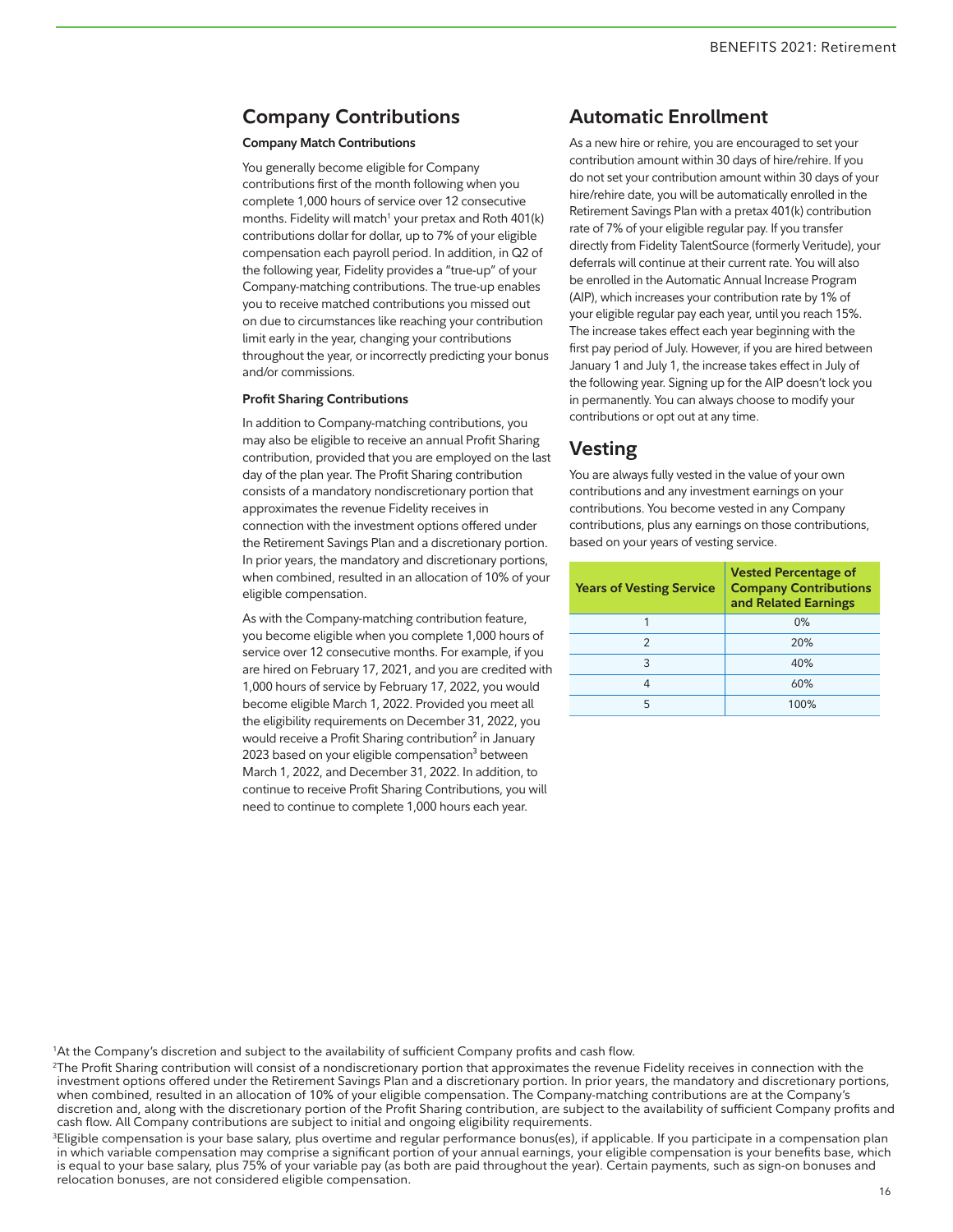## Company Contributions

### Company Match Contributions

You generally become eligible for Company contributions first of the month following when you complete 1,000 hours of service over 12 consecutive months. Fidelity will match[1] your pretax and Roth 401(k) contributions dollar for dollar, up to 7% of your eligible compensation each payroll period. In addition, in Q2 of the following year, Fidelity provides a "true-up" of your Company-matching contributions. The true-up enables you to receive matched contributions you missed out on due to circumstances like reaching your contribution limit early in the year, changing your contributions throughout the year, or incorrectly predicting your bonus and/or commissions.

### Profit Sharing Contributions

In addition to Company-matching contributions, you may also be eligible to receive an annual Profit Sharing contribution, provided that you are employed on the last day of the plan year. The Profit Sharing contribution consists of a mandatory nondiscretionary portion that approximates the revenue Fidelity receives in connection with the investment options offered under the Retirement Savings Plan and a discretionary portion. In prior years, the mandatory and discretionary portions, when combined, resulted in an allocation of 10% of your eligible compensation.

As with the Company-matching contribution feature, you become eligible when you complete 1,000 hours of service over 12 consecutive months. For example, if you are hired on February 17, 2021, and you are credited with 1,000 hours of service by February 17, 2022, you would become eligible March 1, 2022. Provided you meet all the eligibility requirements on December 31, 2022, you would receive a Profit Sharing contribution[2] in January 2023 based on your eligible compensation[3] between March 1, 2022, and December 31, 2022. In addition, to continue to receive Profit Sharing Contributions, you will need to continue to complete 1,000 hours each year.

## Automatic Enrollment

As a new hire or rehire, you are encouraged to set your contribution amount within 30 days of hire/rehire. If you do not set your contribution amount within 30 days of your hire/rehire date, you will be automatically enrolled in the Retirement Savings Plan with a pretax 401(k) contribution rate of 7% of your eligible regular pay. If you transfer directly from Fidelity TalentSource (formerly Veritude), your deferrals will continue at their current rate. You will also be enrolled in the Automatic Annual Increase Program (AIP), which increases your contribution rate by 1% of your eligible regular pay each year, until you reach 15%. The increase takes effect each year beginning with the first pay period of July. However, if you are hired between January 1 and July 1, the increase takes effect in July of the following year. Signing up for the AIP doesn't lock you in permanently. You can always choose to modify your contributions or opt out at any time.

## Vesting

You are always fully vested in the value of your own contributions and any investment earnings on your contributions. You become vested in any Company contributions, plus any earnings on those contributions, based on your years of vesting service.

| Years of Vesting Service | Vested Percentage of Company Contributions and Related Earnings |
|---|---|
| 1 | 0% |
| 2 | 20% |
| 3 | 40% |
| 4 | 60% |
| 5 | 100% |

[1]At the Company's discretion and subject to the availability of sufficient Company profits and cash flow.

[2]The Profit Sharing contribution will consist of a nondiscretionary portion that approximates the revenue Fidelity receives in connection with the investment options offered under the Retirement Savings Plan and a discretionary portion. In prior years, the mandatory and discretionary portions, when combined, resulted in an allocation of 10% of your eligible compensation. The Company-matching contributions are at the Company's discretion and, along with the discretionary portion of the Profit Sharing contribution, are subject to the availability of sufficient Company profits and cash flow. All Company contributions are subject to initial and ongoing eligibility requirements.

[3]Eligible compensation is your base salary, plus overtime and regular performance bonus(es), if applicable. If you participate in a compensation plan in which variable compensation may comprise a significant portion of your annual earnings, your eligible compensation is your benefits base, which is equal to your base salary, plus 75% of your variable pay (as both are paid throughout the year). Certain payments, such as sign-on bonuses and relocation bonuses, are not considered eligible compensation.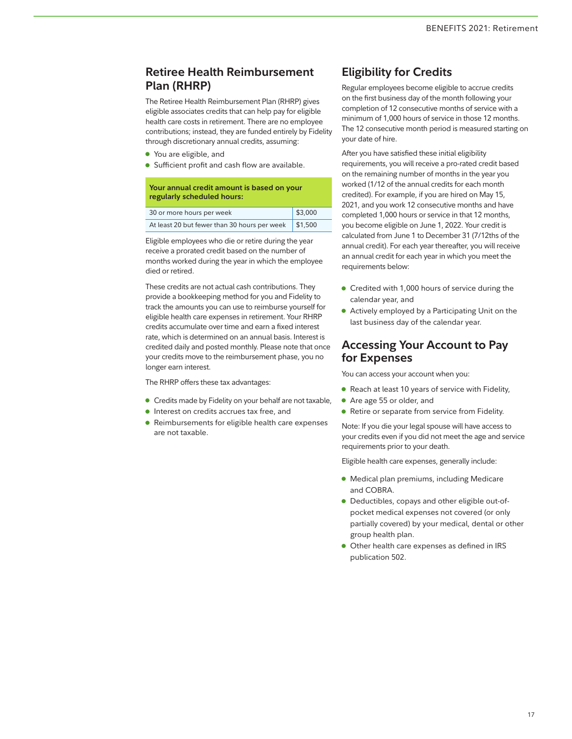## Retiree Health Reimbursement Plan (RHRP)

The Retiree Health Reimbursement Plan (RHRP) gives eligible associates credits that can help pay for eligible health care costs in retirement. There are no employee contributions; instead, they are funded entirely by Fidelity through discretionary annual credits, assuming:

- You are eligible, and
- Sufficient profit and cash flow are available.

| Your annual credit amount is based on your regularly scheduled hours: | |
|---|---|
| 30 or more hours per week | $3,000 |
| At least 20 but fewer than 30 hours per week | $1,500 |

Eligible employees who die or retire during the year receive a prorated credit based on the number of months worked during the year in which the employee died or retired.

These credits are not actual cash contributions. They provide a bookkeeping method for you and Fidelity to track the amounts you can use to reimburse yourself for eligible health care expenses in retirement. Your RHRP credits accumulate over time and earn a fixed interest rate, which is determined on an annual basis. Interest is credited daily and posted monthly. Please note that once your credits move to the reimbursement phase, you no longer earn interest.

The RHRP offers these tax advantages:

- Credits made by Fidelity on your behalf are not taxable,
- Interest on credits accrues tax free, and
- Reimbursements for eligible health care expenses are not taxable.

## Eligibility for Credits

Regular employees become eligible to accrue credits on the first business day of the month following your completion of 12 consecutive months of service with a minimum of 1,000 hours of service in those 12 months. The 12 consecutive month period is measured starting on your date of hire.

After you have satisfied these initial eligibility requirements, you will receive a pro-rated credit based on the remaining number of months in the year you worked (1/12 of the annual credits for each month credited). For example, if you are hired on May 15, 2021, and you work 12 consecutive months and have completed 1,000 hours or service in that 12 months, you become eligible on June 1, 2022. Your credit is calculated from June 1 to December 31 (7/12ths of the annual credit). For each year thereafter, you will receive an annual credit for each year in which you meet the requirements below:

- Credited with 1,000 hours of service during the calendar year, and
- Actively employed by a Participating Unit on the last business day of the calendar year.

## Accessing Your Account to Pay for Expenses

You can access your account when you:

- Reach at least 10 years of service with Fidelity,
- Are age 55 or older, and
- Retire or separate from service from Fidelity.

Note: If you die your legal spouse will have access to your credits even if you did not meet the age and service requirements prior to your death.

Eligible health care expenses, generally include:

- Medical plan premiums, including Medicare and COBRA.
- Deductibles, copays and other eligible out-of-pocket medical expenses not covered (or only partially covered) by your medical, dental or other group health plan.
- Other health care expenses as defined in IRS publication 502.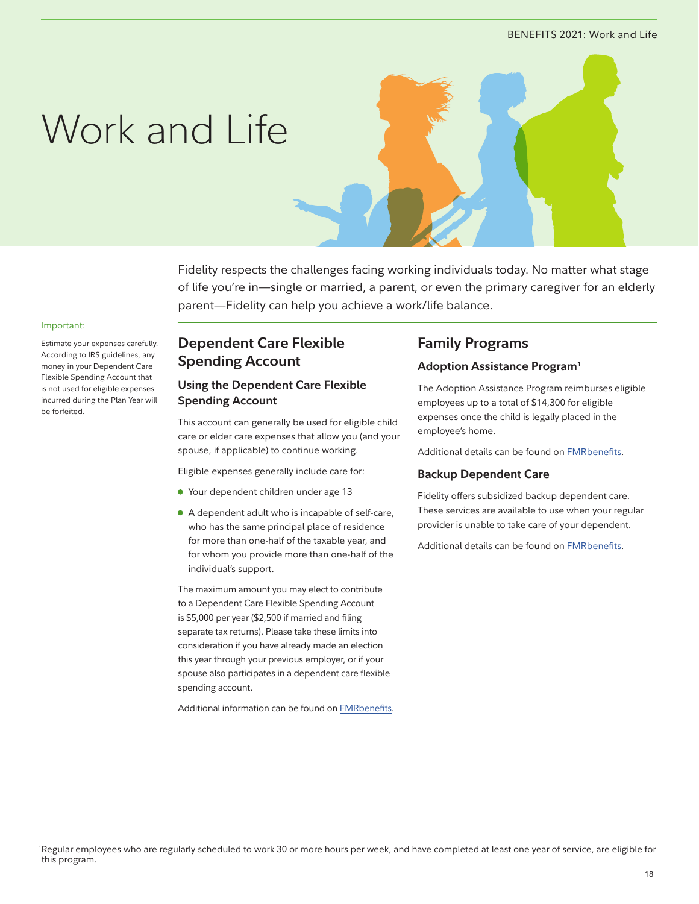# Work and Life

Fidelity respects the challenges facing working individuals today. No matter what stage of life you're in—single or married, a parent, or even the primary caregiver for an elderly parent—Fidelity can help you achieve a work/life balance.

Important:

Estimate your expenses carefully. According to IRS guidelines, any money in your Dependent Care Flexible Spending Account that is not used for eligible expenses incurred during the Plan Year will be forfeited.

## Dependent Care Flexible Spending Account

### Using the Dependent Care Flexible Spending Account

This account can generally be used for eligible child care or elder care expenses that allow you (and your spouse, if applicable) to continue working.

Eligible expenses generally include care for:

- Your dependent children under age 13
- A dependent adult who is incapable of self-care, who has the same principal place of residence for more than one-half of the taxable year, and for whom you provide more than one-half of the individual's support.

The maximum amount you may elect to contribute to a Dependent Care Flexible Spending Account is $5,000 per year ($2,500 if married and filing separate tax returns). Please take these limits into consideration if you have already made an election this year through your previous employer, or if your spouse also participates in a dependent care flexible spending account.

Additional information can be found on FMRbenefits.

## Family Programs

### Adoption Assistance Program[1]

The Adoption Assistance Program reimburses eligible employees up to a total of $14,300 for eligible expenses once the child is legally placed in the employee's home.

Additional details can be found on FMRbenefits.

### Backup Dependent Care

Fidelity offers subsidized backup dependent care. These services are available to use when your regular provider is unable to take care of your dependent.

Additional details can be found on FMRbenefits.

[1]Regular employees who are regularly scheduled to work 30 or more hours per week, and have completed at least one year of service, are eligible for this program.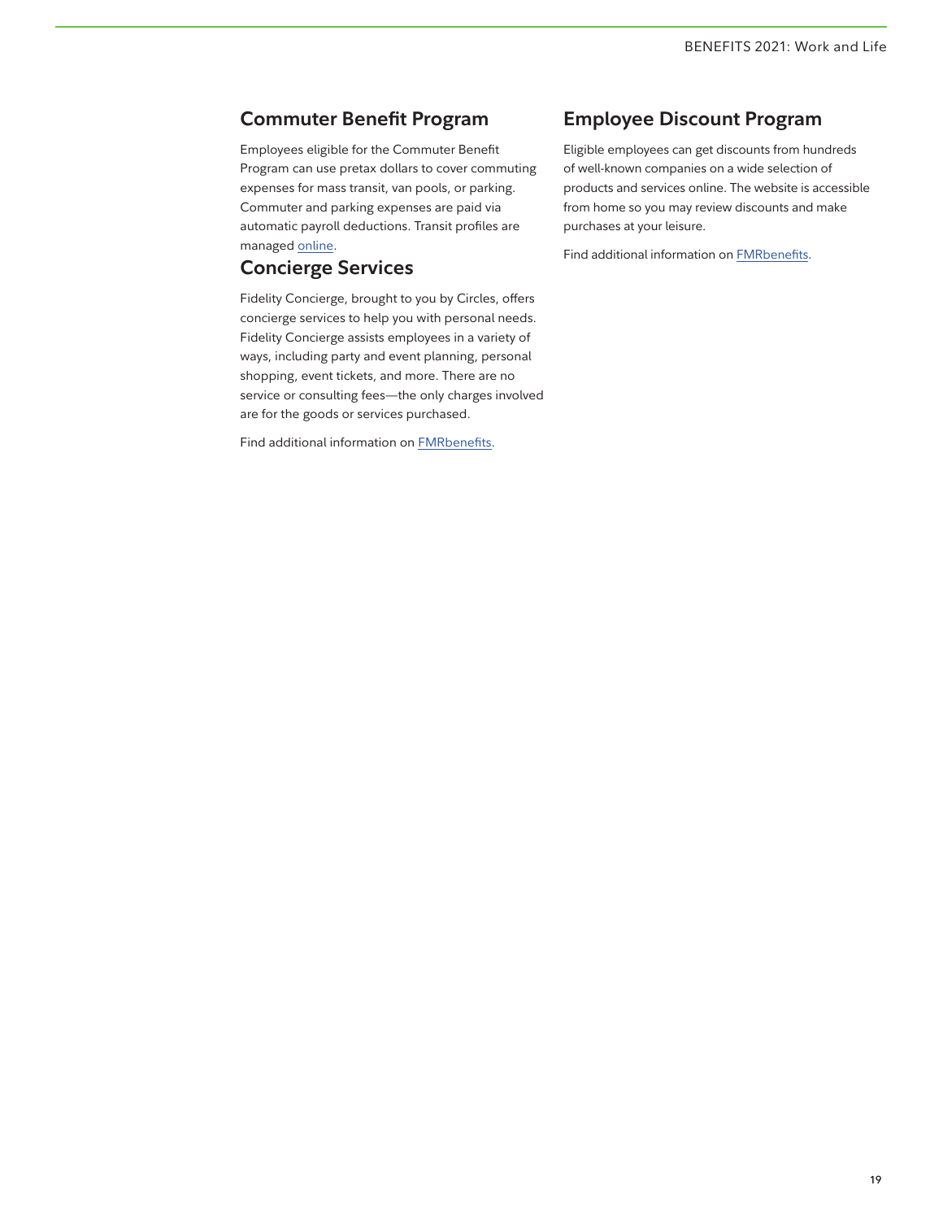## Commuter Benefit Program

Employees eligible for the Commuter Benefit Program can use pretax dollars to cover commuting expenses for mass transit, van pools, or parking. Commuter and parking expenses are paid via automatic payroll deductions. Transit profiles are managed online.

## Concierge Services

Fidelity Concierge, brought to you by Circles, offers concierge services to help you with personal needs. Fidelity Concierge assists employees in a variety of ways, including party and event planning, personal shopping, event tickets, and more. There are no service or consulting fees—the only charges involved are for the goods or services purchased.

Find additional information on FMRbenefits.

## Employee Discount Program

Eligible employees can get discounts from hundreds of well-known companies on a wide selection of products and services online. The website is accessible from home so you may review discounts and make purchases at your leisure.

Find additional information on FMRbenefits.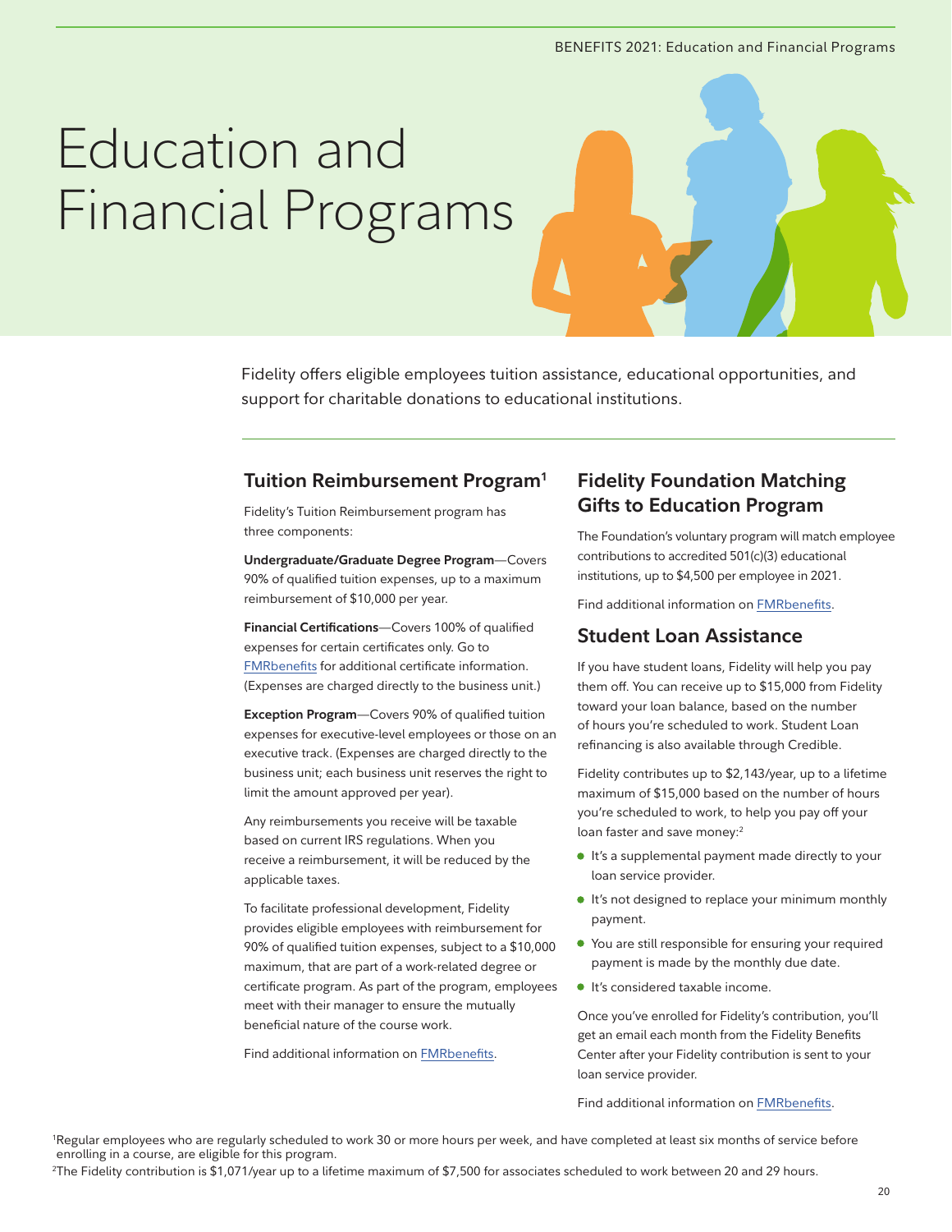# Education and Financial Programs

Fidelity offers eligible employees tuition assistance, educational opportunities, and support for charitable donations to educational institutions.

## Tuition Reimbursement Program[1]

Fidelity's Tuition Reimbursement program has three components:

**Undergraduate/Graduate Degree Program**—Covers 90% of qualified tuition expenses, up to a maximum reimbursement of $10,000 per year.

**Financial Certifications**—Covers 100% of qualified expenses for certain certificates only. Go to FMRbenefits for additional certificate information. (Expenses are charged directly to the business unit.)

**Exception Program**—Covers 90% of qualified tuition expenses for executive-level employees or those on an executive track. (Expenses are charged directly to the business unit; each business unit reserves the right to limit the amount approved per year).

Any reimbursements you receive will be taxable based on current IRS regulations. When you receive a reimbursement, it will be reduced by the applicable taxes.

To facilitate professional development, Fidelity provides eligible employees with reimbursement for 90% of qualified tuition expenses, subject to a $10,000 maximum, that are part of a work-related degree or certificate program. As part of the program, employees meet with their manager to ensure the mutually beneficial nature of the course work.

Find additional information on FMRbenefits.

## Fidelity Foundation Matching Gifts to Education Program

The Foundation's voluntary program will match employee contributions to accredited 501(c)(3) educational institutions, up to $4,500 per employee in 2021.

Find additional information on FMRbenefits.

## Student Loan Assistance

If you have student loans, Fidelity will help you pay them off. You can receive up to $15,000 from Fidelity toward your loan balance, based on the number of hours you're scheduled to work. Student Loan refinancing is also available through Credible.

Fidelity contributes up to $2,143/year, up to a lifetime maximum of $15,000 based on the number of hours you're scheduled to work, to help you pay off your loan faster and save money:[2]

- It's a supplemental payment made directly to your loan service provider.
- It's not designed to replace your minimum monthly payment.
- You are still responsible for ensuring your required payment is made by the monthly due date.
- It's considered taxable income.

Once you've enrolled for Fidelity's contribution, you'll get an email each month from the Fidelity Benefits Center after your Fidelity contribution is sent to your loan service provider.

Find additional information on FMRbenefits.

[1]Regular employees who are regularly scheduled to work 30 or more hours per week, and have completed at least six months of service before enrolling in a course, are eligible for this program.

[2]The Fidelity contribution is $1,071/year up to a lifetime maximum of $7,500 for associates scheduled to work between 20 and 29 hours.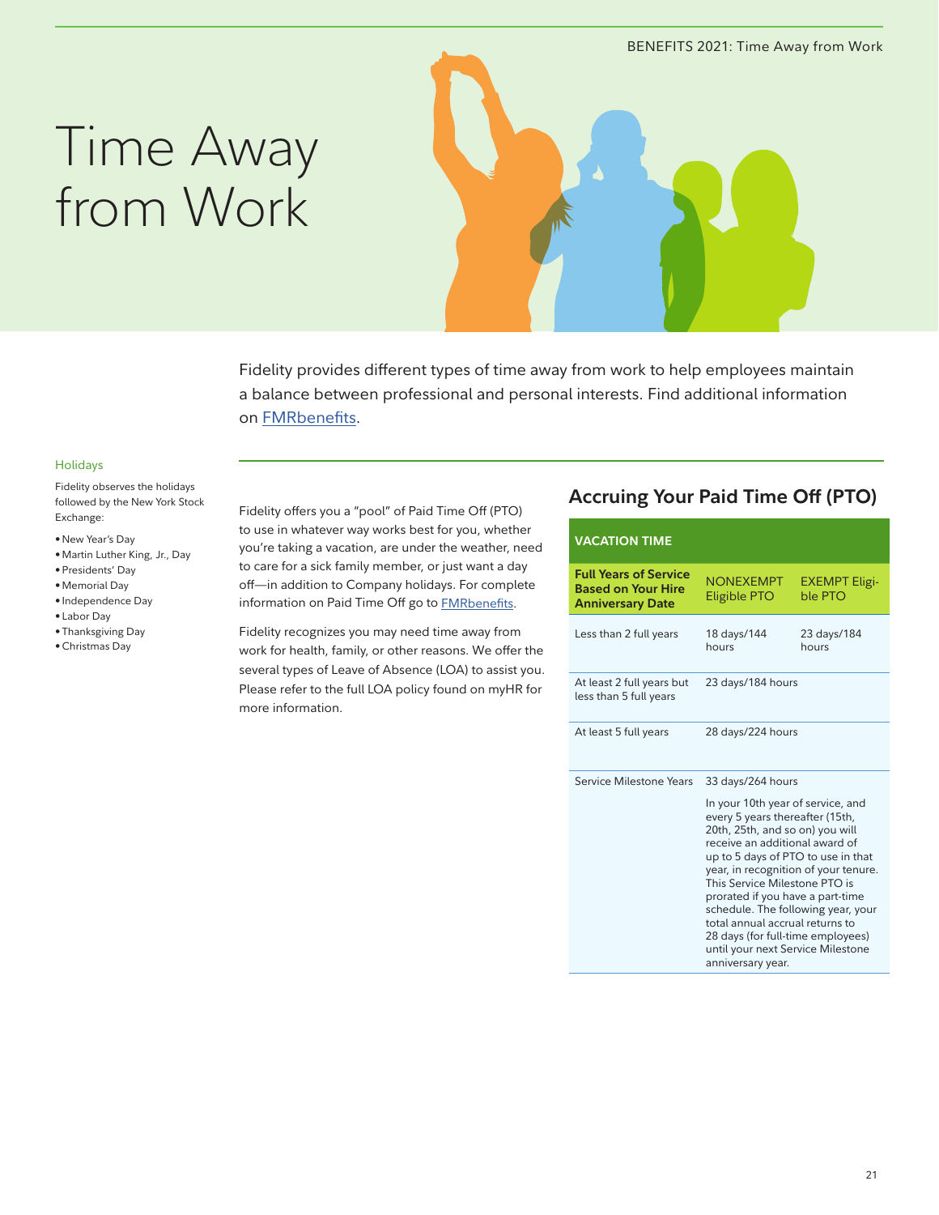# Time Away from Work

Fidelity provides different types of time away from work to help employees maintain a balance between professional and personal interests. Find additional information on FMRbenefits.

### Holidays

Fidelity observes the holidays followed by the New York Stock Exchange:

- New Year's Day
- Martin Luther King, Jr., Day
- Presidents' Day
- Memorial Day
- Independence Day
- Labor Day
- Thanksgiving Day
- Christmas Day

Fidelity offers you a "pool" of Paid Time Off (PTO) to use in whatever way works best for you, whether you're taking a vacation, are under the weather, need to care for a sick family member, or just want a day off—in addition to Company holidays. For complete information on Paid Time Off go to FMRbenefits.

Fidelity recognizes you may need time away from work for health, family, or other reasons. We offer the several types of Leave of Absence (LOA) to assist you. Please refer to the full LOA policy found on myHR for more information.

## Accruing Your Paid Time Off (PTO)

| VACATION TIME | | |
|---|---|---|
| **Full Years of Service Based on Your Hire Anniversary Date** | NONEXEMPT Eligible PTO | EXEMPT Eligible PTO |
| Less than 2 full years | 18 days/144 hours | 23 days/184 hours |
| At least 2 full years but less than 5 full years | 23 days/184 hours | |
| At least 5 full years | 28 days/224 hours | |
| Service Milestone Years | 33 days/264 hours<br><br>In your 10th year of service, and every 5 years thereafter (15th, 20th, 25th, and so on) you will receive an additional award of up to 5 days of PTO to use in that year, in recognition of your tenure. This Service Milestone PTO is prorated if you have a part-time schedule. The following year, your total annual accrual returns to 28 days (for full-time employees) until your next Service Milestone anniversary year. | |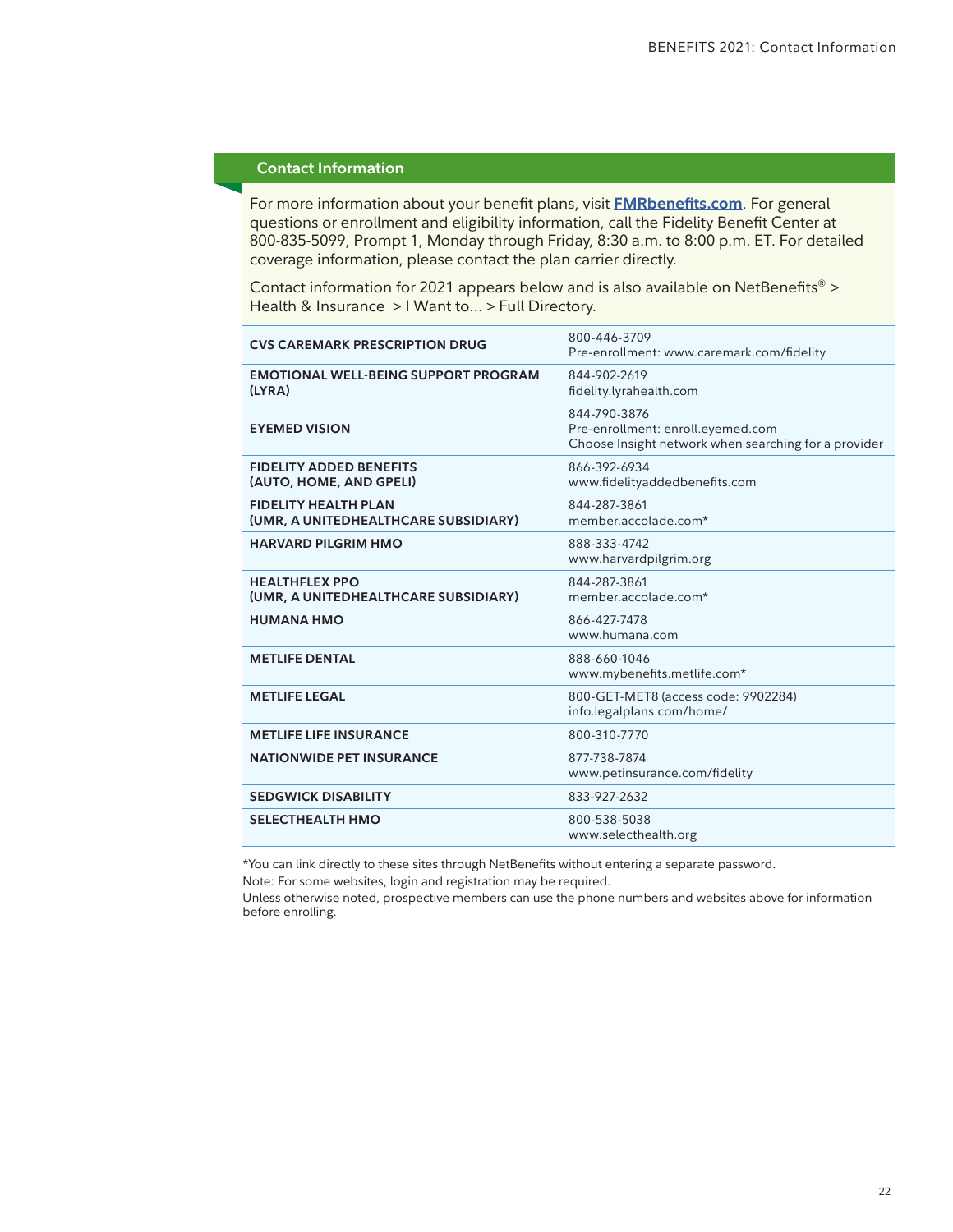## Contact Information

For more information about your benefit plans, visit **[FMRbenefits.com](FMRbenefits.com)**. For general questions or enrollment and eligibility information, call the Fidelity Benefit Center at 800-835-5099, Prompt 1, Monday through Friday, 8:30 a.m. to 8:00 p.m. ET. For detailed coverage information, please contact the plan carrier directly.

Contact information for 2021 appears below and is also available on NetBenefits® > Health & Insurance > I Want to... > Full Directory.

| Plan | Contact |
|---|---|
| **CVS CAREMARK PRESCRIPTION DRUG** | 800-446-3709<br>Pre-enrollment: www.caremark.com/fidelity |
| **EMOTIONAL WELL-BEING SUPPORT PROGRAM (LYRA)** | 844-902-2619<br>fidelity.lyrahealth.com |
| **EYEMED VISION** | 844-790-3876<br>Pre-enrollment: enroll.eyemed.com<br>Choose Insight network when searching for a provider |
| **FIDELITY ADDED BENEFITS (AUTO, HOME, AND GPELI)** | 866-392-6934<br>www.fidelityaddedbenefits.com |
| **FIDELITY HEALTH PLAN (UMR, A UNITEDHEALTHCARE SUBSIDIARY)** | 844-287-3861<br>member.accolade.com* |
| **HARVARD PILGRIM HMO** | 888-333-4742<br>www.harvardpilgrim.org |
| **HEALTHFLEX PPO (UMR, A UNITEDHEALTHCARE SUBSIDIARY)** | 844-287-3861<br>member.accolade.com* |
| **HUMANA HMO** | 866-427-7478<br>www.humana.com |
| **METLIFE DENTAL** | 888-660-1046<br>www.mybenefits.metlife.com* |
| **METLIFE LEGAL** | 800-GET-MET8 (access code: 9902284)<br>info.legalplans.com/home/ |
| **METLIFE LIFE INSURANCE** | 800-310-7770 |
| **NATIONWIDE PET INSURANCE** | 877-738-7874<br>www.petinsurance.com/fidelity |
| **SEDGWICK DISABILITY** | 833-927-2632 |
| **SELECTHEALTH HMO** | 800-538-5038<br>www.selecthealth.org |

*You can link directly to these sites through NetBenefits without entering a separate password.

Note: For some websites, login and registration may be required.

Unless otherwise noted, prospective members can use the phone numbers and websites above for information before enrolling.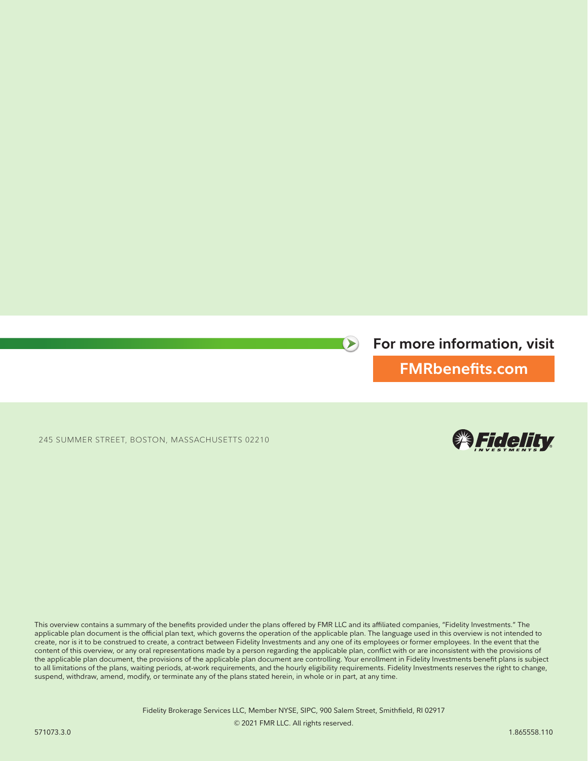For more information, visit

**FMRbenefits.com**

245 SUMMER STREET, BOSTON, MASSACHUSETTS 02210

Fidelity INVESTMENTS

This overview contains a summary of the benefits provided under the plans offered by FMR LLC and its affiliated companies, "Fidelity Investments." The applicable plan document is the official plan text, which governs the operation of the applicable plan. The language used in this overview is not intended to create, nor is it to be construed to create, a contract between Fidelity Investments and any one of its employees or former employees. In the event that the content of this overview, or any oral representations made by a person regarding the applicable plan, conflict with or are inconsistent with the provisions of the applicable plan document, the provisions of the applicable plan document are controlling. Your enrollment in Fidelity Investments benefit plans is subject to all limitations of the plans, waiting periods, at-work requirements, and the hourly eligibility requirements. Fidelity Investments reserves the right to change, suspend, withdraw, amend, modify, or terminate any of the plans stated herein, in whole or in part, at any time.

Fidelity Brokerage Services LLC, Member NYSE, SIPC, 900 Salem Street, Smithfield, RI 02917

© 2021 FMR LLC. All rights reserved.

571073.3.0

1.865558.110